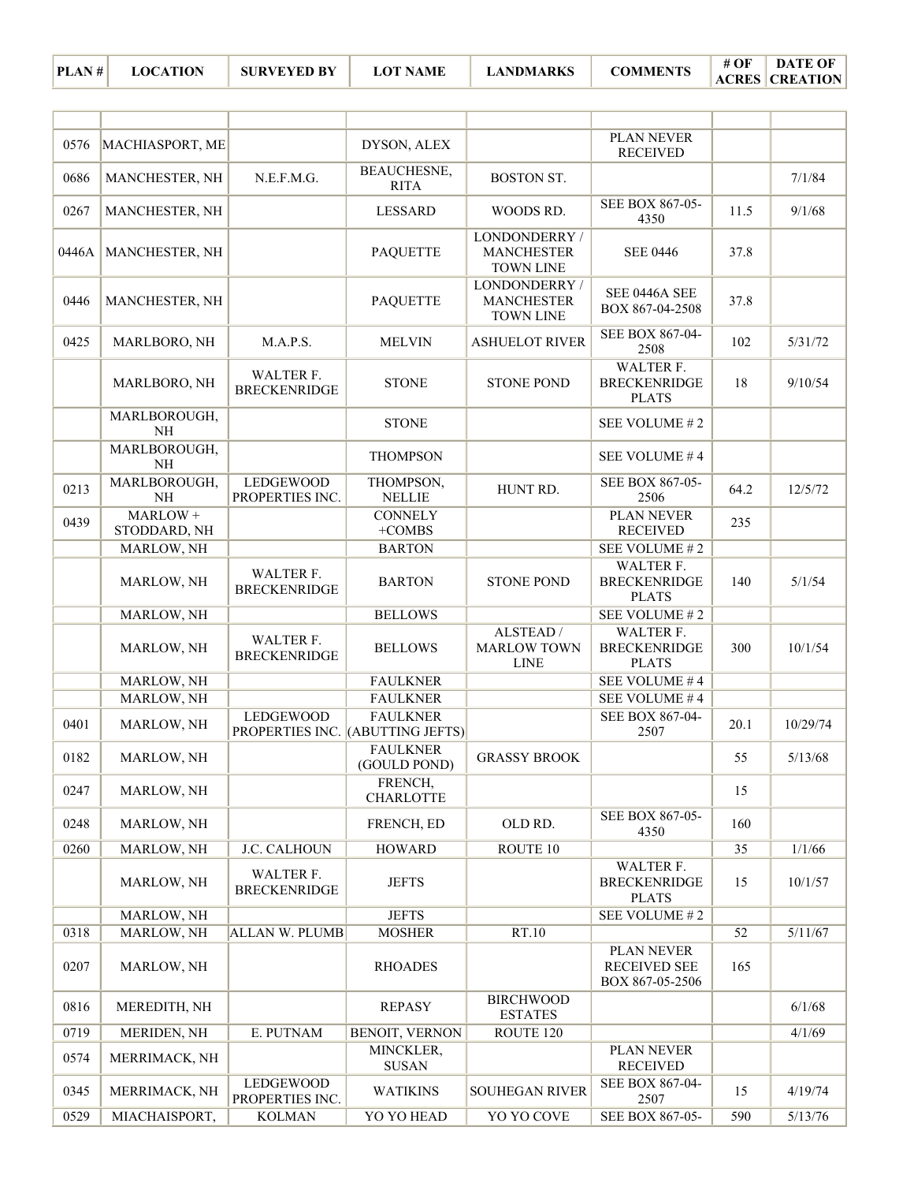| PLAN # | LOCATION | SURVEYED BY | LOT NAME | LANDMARKS | COMMENTS | # OF ACRES | DATE OF CREATION |
|---|---|---|---|---|---|---|---|
| | | | | | | | |
| 0576 | MACHIASPORT, ME | | DYSON, ALEX | | PLAN NEVER RECEIVED | | |
| 0686 | MANCHESTER, NH | N.E.F.M.G. | BEAUCHESNE, RITA | BOSTON ST. | | | 7/1/84 |
| 0267 | MANCHESTER, NH | | LESSARD | WOODS RD. | SEE BOX 867-05-4350 | 11.5 | 9/1/68 |
| 0446A | MANCHESTER, NH | | PAQUETTE | LONDONDERRY / MANCHESTER TOWN LINE | SEE 0446 | 37.8 | |
| 0446 | MANCHESTER, NH | | PAQUETTE | LONDONDERRY / MANCHESTER TOWN LINE | SEE 0446A SEE BOX 867-04-2508 | 37.8 | |
| 0425 | MARLBORO, NH | M.A.P.S. | MELVIN | ASHUELOT RIVER | SEE BOX 867-04-2508 | 102 | 5/31/72 |
| | MARLBORO, NH | WALTER F. BRECKENRIDGE | STONE | STONE POND | WALTER F. BRECKENRIDGE PLATS | 18 | 9/10/54 |
| | MARLBOROUGH, NH | | STONE | | SEE VOLUME # 2 | | |
| | MARLBOROUGH, NH | | THOMPSON | | SEE VOLUME # 4 | | |
| 0213 | MARLBOROUGH, NH | LEDGEWOOD PROPERTIES INC. | THOMPSON, NELLIE | HUNT RD. | SEE BOX 867-05-2506 | 64.2 | 12/5/72 |
| 0439 | MARLOW + STODDARD, NH | | CONNELY +COMBS | | PLAN NEVER RECEIVED | 235 | |
| | MARLOW, NH | | BARTON | | SEE VOLUME # 2 | | |
| | MARLOW, NH | WALTER F. BRECKENRIDGE | BARTON | STONE POND | WALTER F. BRECKENRIDGE PLATS | 140 | 5/1/54 |
| | MARLOW, NH | | BELLOWS | | SEE VOLUME # 2 | | |
| | MARLOW, NH | WALTER F. BRECKENRIDGE | BELLOWS | ALSTEAD / MARLOW TOWN LINE | WALTER F. BRECKENRIDGE PLATS | 300 | 10/1/54 |
| | MARLOW, NH | | FAULKNER | | SEE VOLUME # 4 | | |
| | MARLOW, NH | | FAULKNER | | SEE VOLUME # 4 | | |
| 0401 | MARLOW, NH | LEDGEWOOD PROPERTIES INC. | FAULKNER (ABUTTING JEFTS) | | SEE BOX 867-04-2507 | 20.1 | 10/29/74 |
| 0182 | MARLOW, NH | | FAULKNER (GOULD POND) | GRASSY BROOK | | 55 | 5/13/68 |
| 0247 | MARLOW, NH | | FRENCH, CHARLOTTE | | | 15 | |
| 0248 | MARLOW, NH | | FRENCH, ED | OLD RD. | SEE BOX 867-05-4350 | 160 | |
| 0260 | MARLOW, NH | J.C. CALHOUN | HOWARD | ROUTE 10 | | 35 | 1/1/66 |
| | MARLOW, NH | WALTER F. BRECKENRIDGE | JEFTS | | WALTER F. BRECKENRIDGE PLATS | 15 | 10/1/57 |
| | MARLOW, NH | | JEFTS | | SEE VOLUME # 2 | | |
| 0318 | MARLOW, NH | ALLAN W. PLUMB | MOSHER | RT.10 | | 52 | 5/11/67 |
| 0207 | MARLOW, NH | | RHOADES | | PLAN NEVER RECEIVED SEE BOX 867-05-2506 | 165 | |
| 0816 | MEREDITH, NH | | REPASY | BIRCHWOOD ESTATES | | | 6/1/68 |
| 0719 | MERIDEN, NH | E. PUTNAM | BENOIT, VERNON | ROUTE 120 | | | 4/1/69 |
| 0574 | MERRIMACK, NH | | MINCKLER, SUSAN | | PLAN NEVER RECEIVED | | |
| 0345 | MERRIMACK, NH | LEDGEWOOD PROPERTIES INC. | WATIKINS | SOUHEGAN RIVER | SEE BOX 867-04-2507 | 15 | 4/19/74 |
| 0529 | MIACHAISPORT, | KOLMAN | YO YO HEAD | YO YO COVE | SEE BOX 867-05- | 590 | 5/13/76 |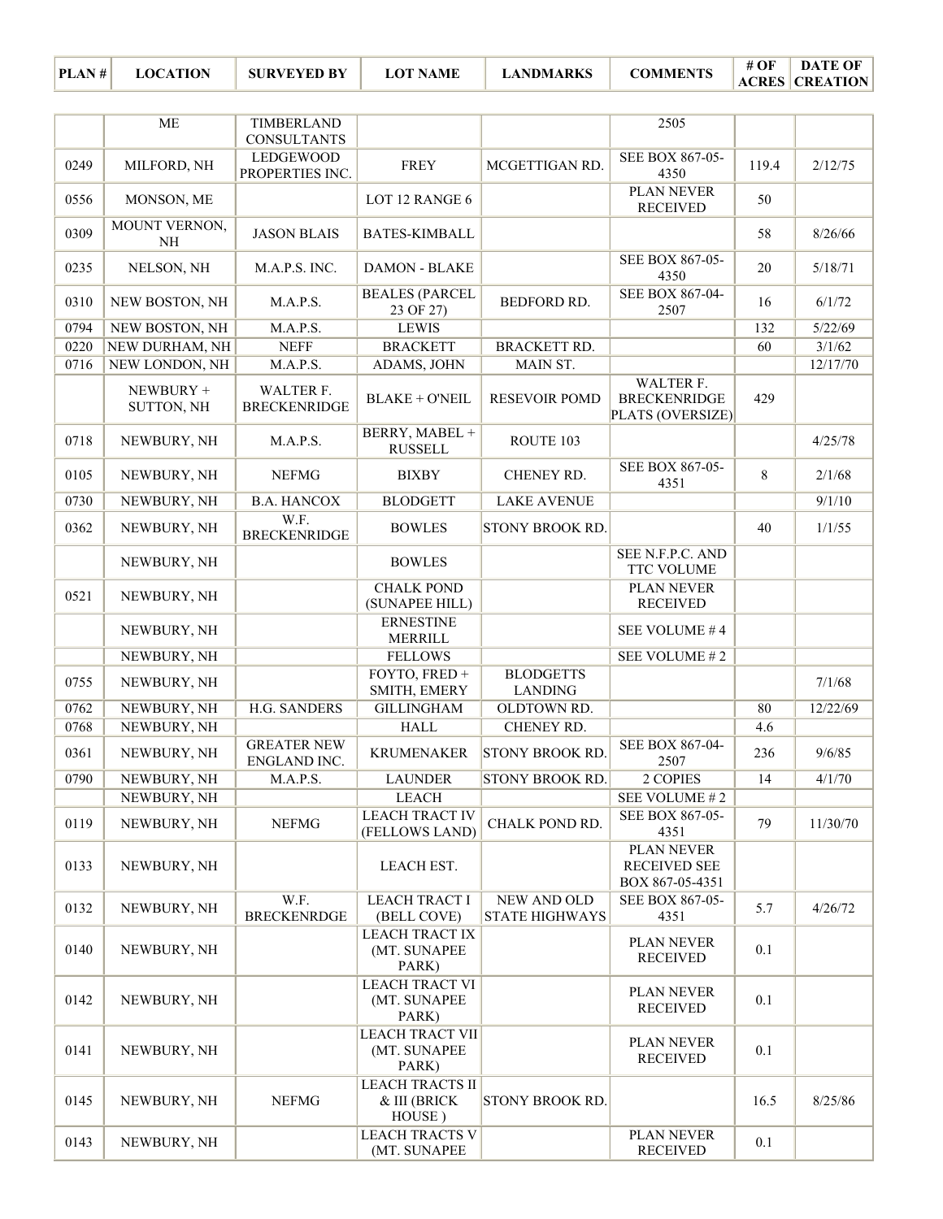| PLAN # | LOCATION | SURVEYED BY | LOT NAME | LANDMARKS | COMMENTS | # OF ACRES | DATE OF CREATION |
|---|---|---|---|---|---|---|---|
| | ME | TIMBERLAND CONSULTANTS | | | 2505 | | |
| 0249 | MILFORD, NH | LEDGEWOOD PROPERTIES INC. | FREY | MCGETTIGAN RD. | SEE BOX 867-05-4350 | 119.4 | 2/12/75 |
| 0556 | MONSON, ME | | LOT 12 RANGE 6 | | PLAN NEVER RECEIVED | 50 | |
| 0309 | MOUNT VERNON, NH | JASON BLAIS | BATES-KIMBALL | | | 58 | 8/26/66 |
| 0235 | NELSON, NH | M.A.P.S. INC. | DAMON - BLAKE | | SEE BOX 867-05-4350 | 20 | 5/18/71 |
| 0310 | NEW BOSTON, NH | M.A.P.S. | BEALES (PARCEL 23 OF 27) | BEDFORD RD. | SEE BOX 867-04-2507 | 16 | 6/1/72 |
| 0794 | NEW BOSTON, NH | M.A.P.S. | LEWIS | | | 132 | 5/22/69 |
| 0220 | NEW DURHAM, NH | NEFF | BRACKETT | BRACKETT RD. | | 60 | 3/1/62 |
| 0716 | NEW LONDON, NH | M.A.P.S. | ADAMS, JOHN | MAIN ST. | | | 12/17/70 |
| | NEWBURY + SUTTON, NH | WALTER F. BRECKENRIDGE | BLAKE + O'NEIL | RESEVOIR POMD | WALTER F. BRECKENRIDGE PLATS (OVERSIZE) | 429 | |
| 0718 | NEWBURY, NH | M.A.P.S. | BERRY, MABEL + RUSSELL | ROUTE 103 | | | 4/25/78 |
| 0105 | NEWBURY, NH | NEFMG | BIXBY | CHENEY RD. | SEE BOX 867-05-4351 | 8 | 2/1/68 |
| 0730 | NEWBURY, NH | B.A. HANCOX | BLODGETT | LAKE AVENUE | | | 9/1/10 |
| 0362 | NEWBURY, NH | W.F. BRECKENRIDGE | BOWLES | STONY BROOK RD. | | 40 | 1/1/55 |
| | NEWBURY, NH | | BOWLES | | SEE N.F.P.C. AND TTC VOLUME | | |
| 0521 | NEWBURY, NH | | CHALK POND (SUNAPEE HILL) | | PLAN NEVER RECEIVED | | |
| | NEWBURY, NH | | ERNESTINE MERRILL | | SEE VOLUME # 4 | | |
| | NEWBURY, NH | | FELLOWS | | SEE VOLUME # 2 | | |
| 0755 | NEWBURY, NH | | FOYTO, FRED + SMITH, EMERY | BLODGETTS LANDING | | | 7/1/68 |
| 0762 | NEWBURY, NH | H.G. SANDERS | GILLINGHAM | OLDTOWN RD. | | 80 | 12/22/69 |
| 0768 | NEWBURY, NH | | HALL | CHENEY RD. | | 4.6 | |
| 0361 | NEWBURY, NH | GREATER NEW ENGLAND INC. | KRUMENAKER | STONY BROOK RD. | SEE BOX 867-04-2507 | 236 | 9/6/85 |
| 0790 | NEWBURY, NH | M.A.P.S. | LAUNDER | STONY BROOK RD. | 2 COPIES | 14 | 4/1/70 |
| | NEWBURY, NH | | LEACH | | SEE VOLUME # 2 | | |
| 0119 | NEWBURY, NH | NEFMG | LEACH TRACT IV (FELLOWS LAND) | CHALK POND RD. | SEE BOX 867-05-4351 | 79 | 11/30/70 |
| 0133 | NEWBURY, NH | | LEACH EST. | | PLAN NEVER RECEIVED SEE BOX 867-05-4351 | | |
| 0132 | NEWBURY, NH | W.F. BRECKENRDGE | LEACH TRACT I (BELL COVE) | NEW AND OLD STATE HIGHWAYS | SEE BOX 867-05-4351 | 5.7 | 4/26/72 |
| 0140 | NEWBURY, NH | | LEACH TRACT IX (MT. SUNAPEE PARK) | | PLAN NEVER RECEIVED | 0.1 | |
| 0142 | NEWBURY, NH | | LEACH TRACT VI (MT. SUNAPEE PARK) | | PLAN NEVER RECEIVED | 0.1 | |
| 0141 | NEWBURY, NH | | LEACH TRACT VII (MT. SUNAPEE PARK) | | PLAN NEVER RECEIVED | 0.1 | |
| 0145 | NEWBURY, NH | NEFMG | LEACH TRACTS II & III (BRICK HOUSE ) | STONY BROOK RD. | | 16.5 | 8/25/86 |
| 0143 | NEWBURY, NH | | LEACH TRACTS V (MT. SUNAPEE | | PLAN NEVER RECEIVED | 0.1 | |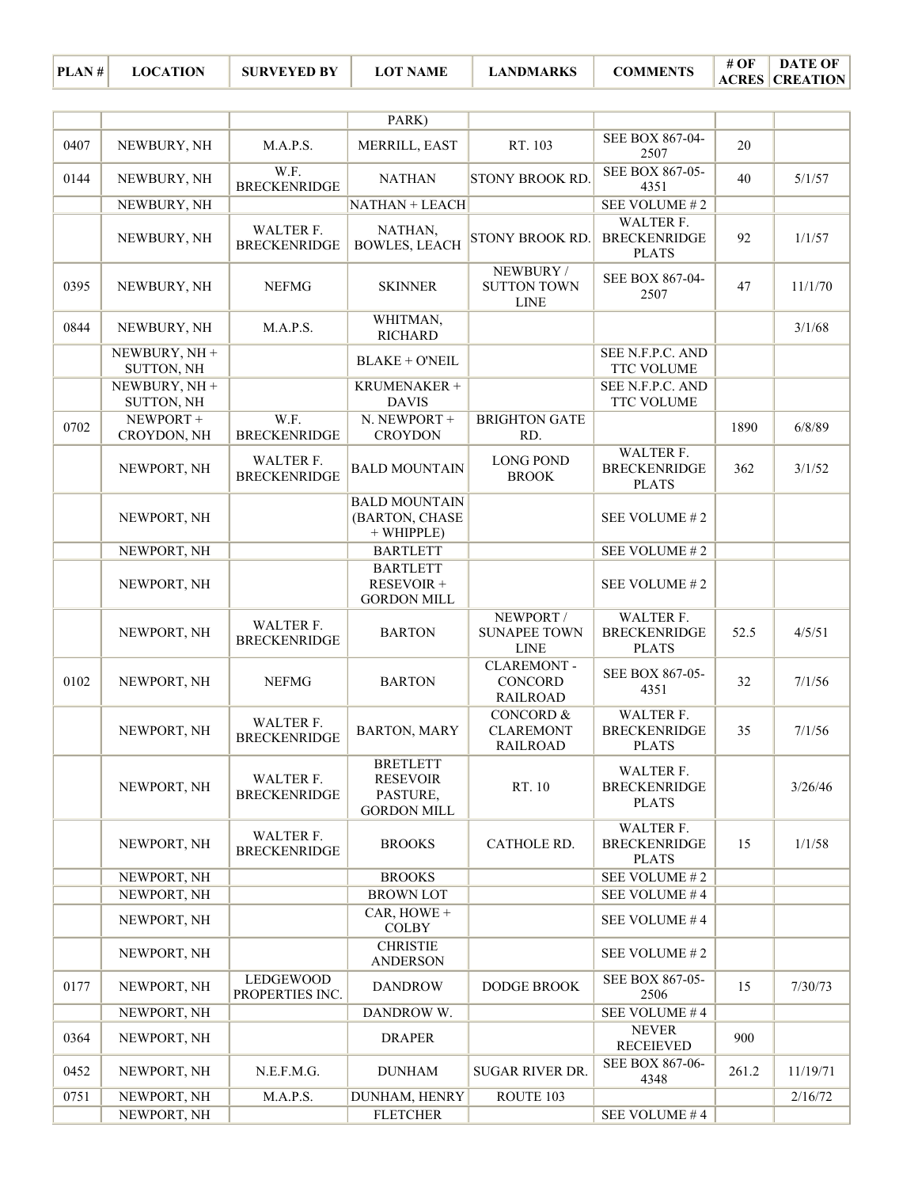| PLAN # | LOCATION | SURVEYED BY | LOT NAME | LANDMARKS | COMMENTS | # OF ACRES | DATE OF CREATION |
|---|---|---|---|---|---|---|---|
| | | | PARK) | | | | |
| 0407 | NEWBURY, NH | M.A.P.S. | MERRILL, EAST | RT. 103 | SEE BOX 867-04-2507 | 20 | |
| 0144 | NEWBURY, NH | W.F. BRECKENRIDGE | NATHAN | STONY BROOK RD. | SEE BOX 867-05-4351 | 40 | 5/1/57 |
| | NEWBURY, NH | | NATHAN + LEACH | | SEE VOLUME # 2 | | |
| | NEWBURY, NH | WALTER F. BRECKENRIDGE | NATHAN, BOWLES, LEACH | STONY BROOK RD. | WALTER F. BRECKENRIDGE PLATS | 92 | 1/1/57 |
| 0395 | NEWBURY, NH | NEFMG | SKINNER | NEWBURY / SUTTON TOWN LINE | SEE BOX 867-04-2507 | 47 | 11/1/70 |
| 0844 | NEWBURY, NH | M.A.P.S. | WHITMAN, RICHARD | | | | 3/1/68 |
| | NEWBURY, NH + SUTTON, NH | | BLAKE + O'NEIL | | SEE N.F.P.C. AND TTC VOLUME | | |
| | NEWBURY, NH + SUTTON, NH | | KRUMENAKER + DAVIS | | SEE N.F.P.C. AND TTC VOLUME | | |
| 0702 | NEWPORT + CROYDON, NH | W.F. BRECKENRIDGE | N. NEWPORT + CROYDON | BRIGHTON GATE RD. | | 1890 | 6/8/89 |
| | NEWPORT, NH | WALTER F. BRECKENRIDGE | BALD MOUNTAIN | LONG POND BROOK | WALTER F. BRECKENRIDGE PLATS | 362 | 3/1/52 |
| | NEWPORT, NH | | BALD MOUNTAIN (BARTON, CHASE + WHIPPLE) | | SEE VOLUME # 2 | | |
| | NEWPORT, NH | | BARTLETT | | SEE VOLUME # 2 | | |
| | NEWPORT, NH | | BARTLETT RESEVOIR + GORDON MILL | | SEE VOLUME # 2 | | |
| | NEWPORT, NH | WALTER F. BRECKENRIDGE | BARTON | NEWPORT / SUNAPEE TOWN LINE | WALTER F. BRECKENRIDGE PLATS | 52.5 | 4/5/51 |
| 0102 | NEWPORT, NH | NEFMG | BARTON | CLAREMONT - CONCORD RAILROAD | SEE BOX 867-05-4351 | 32 | 7/1/56 |
| | NEWPORT, NH | WALTER F. BRECKENRIDGE | BARTON, MARY | CONCORD & CLAREMONT RAILROAD | WALTER F. BRECKENRIDGE PLATS | 35 | 7/1/56 |
| | NEWPORT, NH | WALTER F. BRECKENRIDGE | BRETLETT RESEVOIR PASTURE, GORDON MILL | RT. 10 | WALTER F. BRECKENRIDGE PLATS | | 3/26/46 |
| | NEWPORT, NH | WALTER F. BRECKENRIDGE | BROOKS | CATHOLE RD. | WALTER F. BRECKENRIDGE PLATS | 15 | 1/1/58 |
| | NEWPORT, NH | | BROOKS | | SEE VOLUME # 2 | | |
| | NEWPORT, NH | | BROWN LOT | | SEE VOLUME # 4 | | |
| | NEWPORT, NH | | CAR, HOWE + COLBY | | SEE VOLUME # 4 | | |
| | NEWPORT, NH | | CHRISTIE ANDERSON | | SEE VOLUME # 2 | | |
| 0177 | NEWPORT, NH | LEDGEWOOD PROPERTIES INC. | DANDROW | DODGE BROOK | SEE BOX 867-05-2506 | 15 | 7/30/73 |
| | NEWPORT, NH | | DANDROW W. | | SEE VOLUME # 4 | | |
| 0364 | NEWPORT, NH | | DRAPER | | NEVER RECEIEVED | 900 | |
| 0452 | NEWPORT, NH | N.E.F.M.G. | DUNHAM | SUGAR RIVER DR. | SEE BOX 867-06-4348 | 261.2 | 11/19/71 |
| 0751 | NEWPORT, NH | M.A.P.S. | DUNHAM, HENRY | ROUTE 103 | | | 2/16/72 |
| | NEWPORT, NH | | FLETCHER | | SEE VOLUME # 4 | | |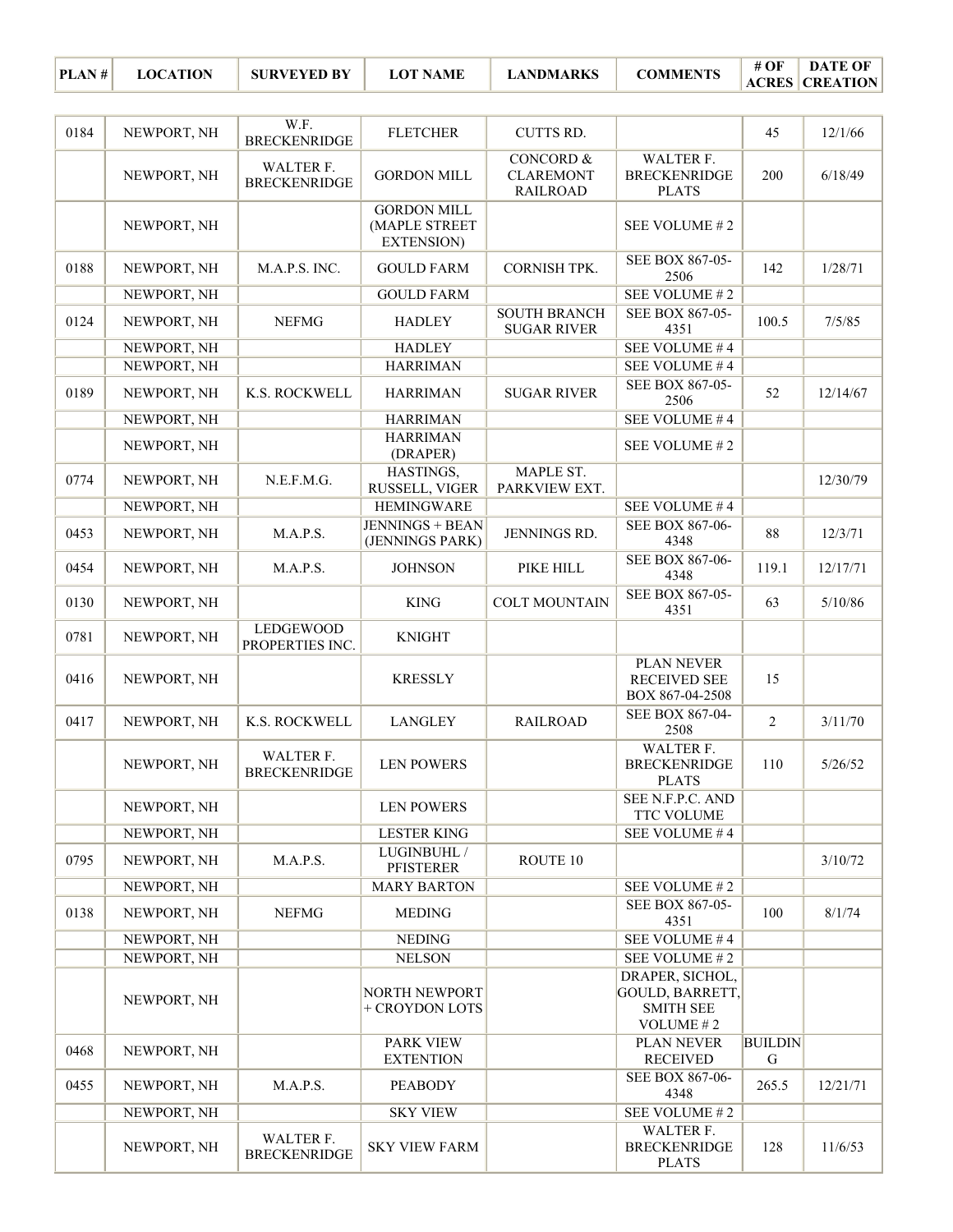| PLAN # | LOCATION | SURVEYED BY | LOT NAME | LANDMARKS | COMMENTS | # OF ACRES | DATE OF CREATION |
|---|---|---|---|---|---|---|---|
| 0184 | NEWPORT, NH | W.F. BRECKENRIDGE | FLETCHER | CUTTS RD. | | 45 | 12/1/66 |
| | NEWPORT, NH | WALTER F. BRECKENRIDGE | GORDON MILL | CONCORD & CLAREMONT RAILROAD | WALTER F. BRECKENRIDGE PLATS | 200 | 6/18/49 |
| | NEWPORT, NH | | GORDON MILL (MAPLE STREET EXTENSION) | | SEE VOLUME # 2 | | |
| 0188 | NEWPORT, NH | M.A.P.S. INC. | GOULD FARM | CORNISH TPK. | SEE BOX 867-05-2506 | 142 | 1/28/71 |
| | NEWPORT, NH | | GOULD FARM | | SEE VOLUME # 2 | | |
| 0124 | NEWPORT, NH | NEFMG | HADLEY | SOUTH BRANCH SUGAR RIVER | SEE BOX 867-05-4351 | 100.5 | 7/5/85 |
| | NEWPORT, NH | | HADLEY | | SEE VOLUME # 4 | | |
| | NEWPORT, NH | | HARRIMAN | | SEE VOLUME # 4 | | |
| 0189 | NEWPORT, NH | K.S. ROCKWELL | HARRIMAN | SUGAR RIVER | SEE BOX 867-05-2506 | 52 | 12/14/67 |
| | NEWPORT, NH | | HARRIMAN | | SEE VOLUME # 4 | | |
| | NEWPORT, NH | | HARRIMAN (DRAPER) | | SEE VOLUME # 2 | | |
| 0774 | NEWPORT, NH | N.E.F.M.G. | HASTINGS, RUSSELL, VIGER | MAPLE ST. PARKVIEW EXT. | | | 12/30/79 |
| | NEWPORT, NH | | HEMINGWARE | | SEE VOLUME # 4 | | |
| 0453 | NEWPORT, NH | M.A.P.S. | JENNINGS + BEAN (JENNINGS PARK) | JENNINGS RD. | SEE BOX 867-06-4348 | 88 | 12/3/71 |
| 0454 | NEWPORT, NH | M.A.P.S. | JOHNSON | PIKE HILL | SEE BOX 867-06-4348 | 119.1 | 12/17/71 |
| 0130 | NEWPORT, NH | | KING | COLT MOUNTAIN | SEE BOX 867-05-4351 | 63 | 5/10/86 |
| 0781 | NEWPORT, NH | LEDGEWOOD PROPERTIES INC. | KNIGHT | | | | |
| 0416 | NEWPORT, NH | | KRESSLY | | PLAN NEVER RECEIVED SEE BOX 867-04-2508 | 15 | |
| 0417 | NEWPORT, NH | K.S. ROCKWELL | LANGLEY | RAILROAD | SEE BOX 867-04-2508 | 2 | 3/11/70 |
| | NEWPORT, NH | WALTER F. BRECKENRIDGE | LEN POWERS | | WALTER F. BRECKENRIDGE PLATS | 110 | 5/26/52 |
| | NEWPORT, NH | | LEN POWERS | | SEE N.F.P.C. AND TTC VOLUME | | |
| | NEWPORT, NH | | LESTER KING | | SEE VOLUME # 4 | | |
| 0795 | NEWPORT, NH | M.A.P.S. | LUGINBUHL / PFISTERER | ROUTE 10 | | | 3/10/72 |
| | NEWPORT, NH | | MARY BARTON | | SEE VOLUME # 2 | | |
| 0138 | NEWPORT, NH | NEFMG | MEDING | | SEE BOX 867-05-4351 | 100 | 8/1/74 |
| | NEWPORT, NH | | NEDING | | SEE VOLUME # 4 | | |
| | NEWPORT, NH | | NELSON | | SEE VOLUME # 2 | | |
| | NEWPORT, NH | | NORTH NEWPORT + CROYDON LOTS | | DRAPER, SICHOL, GOULD, BARRETT, SMITH SEE VOLUME # 2 | | |
| 0468 | NEWPORT, NH | | PARK VIEW EXTENTION | | PLAN NEVER RECEIVED | BUILDING | |
| 0455 | NEWPORT, NH | M.A.P.S. | PEABODY | | SEE BOX 867-06-4348 | 265.5 | 12/21/71 |
| | NEWPORT, NH | | SKY VIEW | | SEE VOLUME # 2 | | |
| | NEWPORT, NH | WALTER F. BRECKENRIDGE | SKY VIEW FARM | | WALTER F. BRECKENRIDGE PLATS | 128 | 11/6/53 |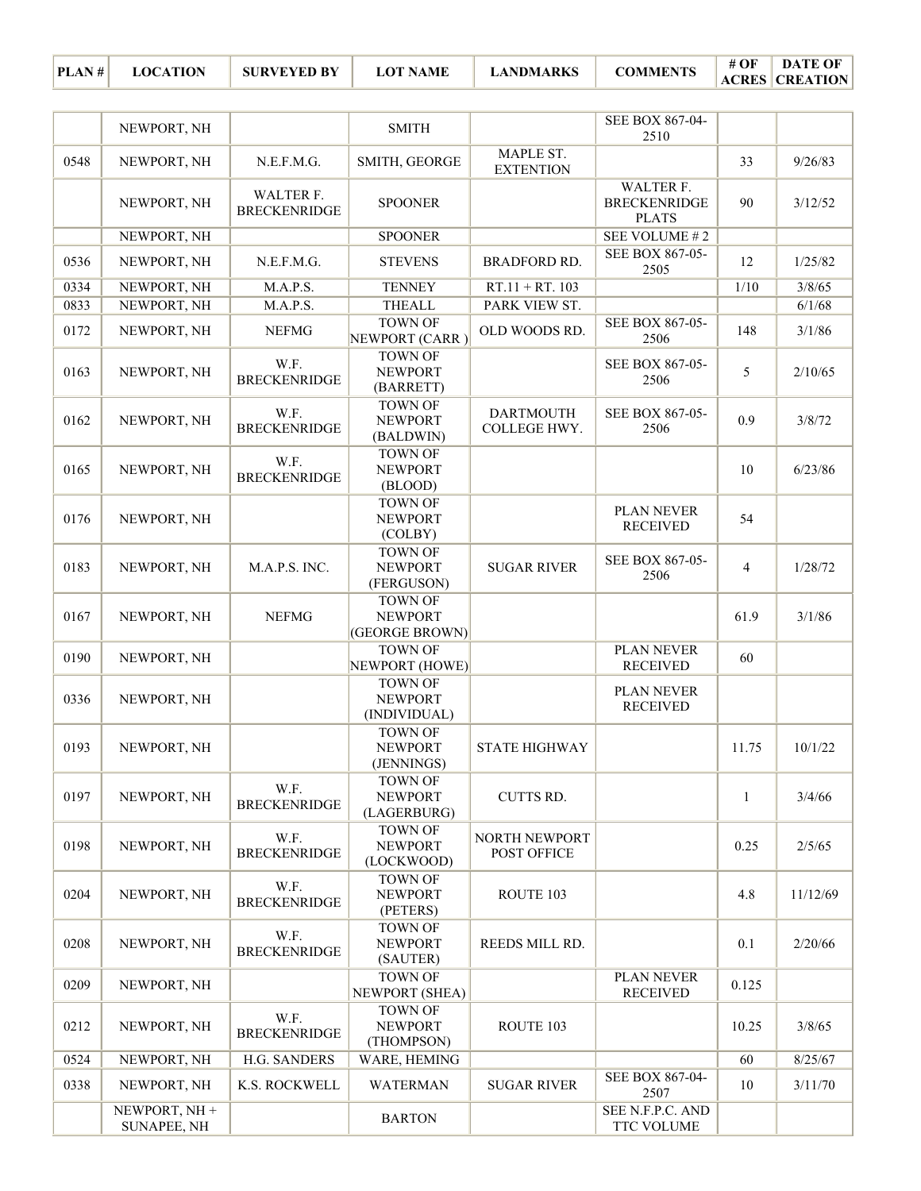| PLAN # | LOCATION | SURVEYED BY | LOT NAME | LANDMARKS | COMMENTS | # OF ACRES | DATE OF CREATION |
|---|---|---|---|---|---|---|---|
| | NEWPORT, NH | | SMITH | | SEE BOX 867-04-2510 | | |
| 0548 | NEWPORT, NH | N.E.F.M.G. | SMITH, GEORGE | MAPLE ST. EXTENTION | | 33 | 9/26/83 |
| | NEWPORT, NH | WALTER F. BRECKENRIDGE | SPOONER | | WALTER F. BRECKENRIDGE PLATS | 90 | 3/12/52 |
| | NEWPORT, NH | | SPOONER | | SEE VOLUME # 2 | | |
| 0536 | NEWPORT, NH | N.E.F.M.G. | STEVENS | BRADFORD RD. | SEE BOX 867-05-2505 | 12 | 1/25/82 |
| 0334 | NEWPORT, NH | M.A.P.S. | TENNEY | RT.11 + RT. 103 | | 1/10 | 3/8/65 |
| 0833 | NEWPORT, NH | M.A.P.S. | THEALL | PARK VIEW ST. | | | 6/1/68 |
| 0172 | NEWPORT, NH | NEFMG | TOWN OF NEWPORT (CARR ) | OLD WOODS RD. | SEE BOX 867-05-2506 | 148 | 3/1/86 |
| 0163 | NEWPORT, NH | W.F. BRECKENRIDGE | TOWN OF NEWPORT (BARRETT) | | SEE BOX 867-05-2506 | 5 | 2/10/65 |
| 0162 | NEWPORT, NH | W.F. BRECKENRIDGE | TOWN OF NEWPORT (BALDWIN) | DARTMOUTH COLLEGE HWY. | SEE BOX 867-05-2506 | 0.9 | 3/8/72 |
| 0165 | NEWPORT, NH | W.F. BRECKENRIDGE | TOWN OF NEWPORT (BLOOD) | | | 10 | 6/23/86 |
| 0176 | NEWPORT, NH | | TOWN OF NEWPORT (COLBY) | | PLAN NEVER RECEIVED | 54 | |
| 0183 | NEWPORT, NH | M.A.P.S. INC. | TOWN OF NEWPORT (FERGUSON) | SUGAR RIVER | SEE BOX 867-05-2506 | 4 | 1/28/72 |
| 0167 | NEWPORT, NH | NEFMG | TOWN OF NEWPORT (GEORGE BROWN) | | | 61.9 | 3/1/86 |
| 0190 | NEWPORT, NH | | TOWN OF NEWPORT (HOWE) | | PLAN NEVER RECEIVED | 60 | |
| 0336 | NEWPORT, NH | | TOWN OF NEWPORT (INDIVIDUAL) | | PLAN NEVER RECEIVED | | |
| 0193 | NEWPORT, NH | | TOWN OF NEWPORT (JENNINGS) | STATE HIGHWAY | | 11.75 | 10/1/22 |
| 0197 | NEWPORT, NH | W.F. BRECKENRIDGE | TOWN OF NEWPORT (LAGERBURG) | CUTTS RD. | | 1 | 3/4/66 |
| 0198 | NEWPORT, NH | W.F. BRECKENRIDGE | TOWN OF NEWPORT (LOCKWOOD) | NORTH NEWPORT POST OFFICE | | 0.25 | 2/5/65 |
| 0204 | NEWPORT, NH | W.F. BRECKENRIDGE | TOWN OF NEWPORT (PETERS) | ROUTE 103 | | 4.8 | 11/12/69 |
| 0208 | NEWPORT, NH | W.F. BRECKENRIDGE | TOWN OF NEWPORT (SAUTER) | REEDS MILL RD. | | 0.1 | 2/20/66 |
| 0209 | NEWPORT, NH | | TOWN OF NEWPORT (SHEA) | | PLAN NEVER RECEIVED | 0.125 | |
| 0212 | NEWPORT, NH | W.F. BRECKENRIDGE | TOWN OF NEWPORT (THOMPSON) | ROUTE 103 | | 10.25 | 3/8/65 |
| 0524 | NEWPORT, NH | H.G. SANDERS | WARE, HEMING | | | 60 | 8/25/67 |
| 0338 | NEWPORT, NH | K.S. ROCKWELL | WATERMAN | SUGAR RIVER | SEE BOX 867-04-2507 | 10 | 3/11/70 |
| | NEWPORT, NH + SUNAPEE, NH | | BARTON | | SEE N.F.P.C. AND TTC VOLUME | | |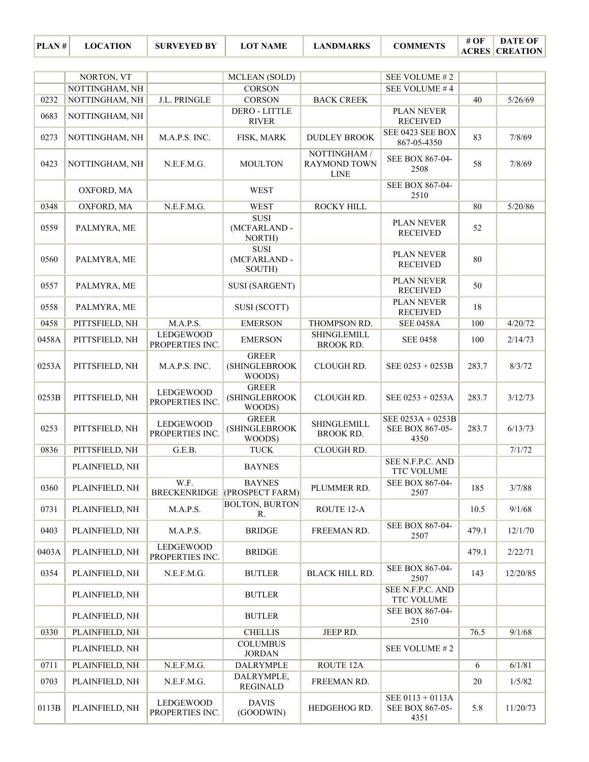| PLAN # | LOCATION | SURVEYED BY | LOT NAME | LANDMARKS | COMMENTS | # OF ACRES | DATE OF CREATION |
|---|---|---|---|---|---|---|---|
| | NORTON, VT | | MCLEAN (SOLD) | | SEE VOLUME # 2 | | |
| | NOTTINGHAM, NH | | CORSON | | SEE VOLUME # 4 | | |
| 0232 | NOTTINGHAM, NH | J.L. PRINGLE | CORSON | BACK CREEK | | 40 | 5/26/69 |
| 0683 | NOTTINGHAM, NH | | DERO - LITTLE RIVER | | PLAN NEVER RECEIVED | | |
| 0273 | NOTTINGHAM, NH | M.A.P.S. INC. | FISK, MARK | DUDLEY BROOK | SEE 0423 SEE BOX 867-05-4350 | 83 | 7/8/69 |
| 0423 | NOTTINGHAM, NH | N.E.F.M.G. | MOULTON | NOTTINGHAM / RAYMOND TOWN LINE | SEE BOX 867-04-2508 | 58 | 7/8/69 |
| | OXFORD, MA | | WEST | | SEE BOX 867-04-2510 | | |
| 0348 | OXFORD, MA | N.E.F.M.G. | WEST | ROCKY HILL | | 80 | 5/20/86 |
| 0559 | PALMYRA, ME | | SUSI (MCFARLAND - NORTH) | | PLAN NEVER RECEIVED | 52 | |
| 0560 | PALMYRA, ME | | SUSI (MCFARLAND - SOUTH) | | PLAN NEVER RECEIVED | 80 | |
| 0557 | PALMYRA, ME | | SUSI (SARGENT) | | PLAN NEVER RECEIVED | 50 | |
| 0558 | PALMYRA, ME | | SUSI (SCOTT) | | PLAN NEVER RECEIVED | 18 | |
| 0458 | PITTSFIELD, NH | M.A.P.S. | EMERSON | THOMPSON RD. | SEE 0458A | 100 | 4/20/72 |
| 0458A | PITTSFIELD, NH | LEDGEWOOD PROPERTIES INC. | EMERSON | SHINGLEMILL BROOK RD. | SEE 0458 | 100 | 2/14/73 |
| 0253A | PITTSFIELD, NH | M.A.P.S. INC. | GREER (SHINGLEBROOK WOODS) | CLOUGH RD. | SEE 0253 + 0253B | 283.7 | 8/3/72 |
| 0253B | PITTSFIELD, NH | LEDGEWOOD PROPERTIES INC. | GREER (SHINGLEBROOK WOODS) | CLOUGH RD. | SEE 0253 + 0253A | 283.7 | 3/12/73 |
| 0253 | PITTSFIELD, NH | LEDGEWOOD PROPERTIES INC. | GREER (SHINGLEBROOK WOODS) | SHINGLEMILL BROOK RD. | SEE 0253A + 0253B SEE BOX 867-05-4350 | 283.7 | 6/13/73 |
| 0836 | PITTSFIELD, NH | G.E.B. | TUCK | CLOUGH RD. | | | 7/1/72 |
| | PLAINFIELD, NH | | BAYNES | | SEE N.F.P.C. AND TTC VOLUME | | |
| 0360 | PLAINFIELD, NH | W.F. BRECKENRIDGE | BAYNES (PROSPECT FARM) | PLUMMER RD. | SEE BOX 867-04-2507 | 185 | 3/7/88 |
| 0731 | PLAINFIELD, NH | M.A.P.S. | BOLTON, BURTON R. | ROUTE 12-A | | 10.5 | 9/1/68 |
| 0403 | PLAINFIELD, NH | M.A.P.S. | BRIDGE | FREEMAN RD. | SEE BOX 867-04-2507 | 479.1 | 12/1/70 |
| 0403A | PLAINFIELD, NH | LEDGEWOOD PROPERTIES INC. | BRIDGE | | | 479.1 | 2/22/71 |
| 0354 | PLAINFIELD, NH | N.E.F.M.G. | BUTLER | BLACK HILL RD. | SEE BOX 867-04-2507 | 143 | 12/20/85 |
| | PLAINFIELD, NH | | BUTLER | | SEE N.F.P.C. AND TTC VOLUME | | |
| | PLAINFIELD, NH | | BUTLER | | SEE BOX 867-04-2510 | | |
| 0330 | PLAINFIELD, NH | | CHELLIS | JEEP RD. | | 76.5 | 9/1/68 |
| | PLAINFIELD, NH | | COLUMBUS JORDAN | | SEE VOLUME # 2 | | |
| 0711 | PLAINFIELD, NH | N.E.F.M.G. | DALRYMPLE | ROUTE 12A | | 6 | 6/1/81 |
| 0703 | PLAINFIELD, NH | N.E.F.M.G. | DALRYMPLE, REGINALD | FREEMAN RD. | | 20 | 1/5/82 |
| 0113B | PLAINFIELD, NH | LEDGEWOOD PROPERTIES INC. | DAVIS (GOODWIN) | HEDGEHOG RD. | SEE 0113 + 0113A SEE BOX 867-05-4351 | 5.8 | 11/20/73 |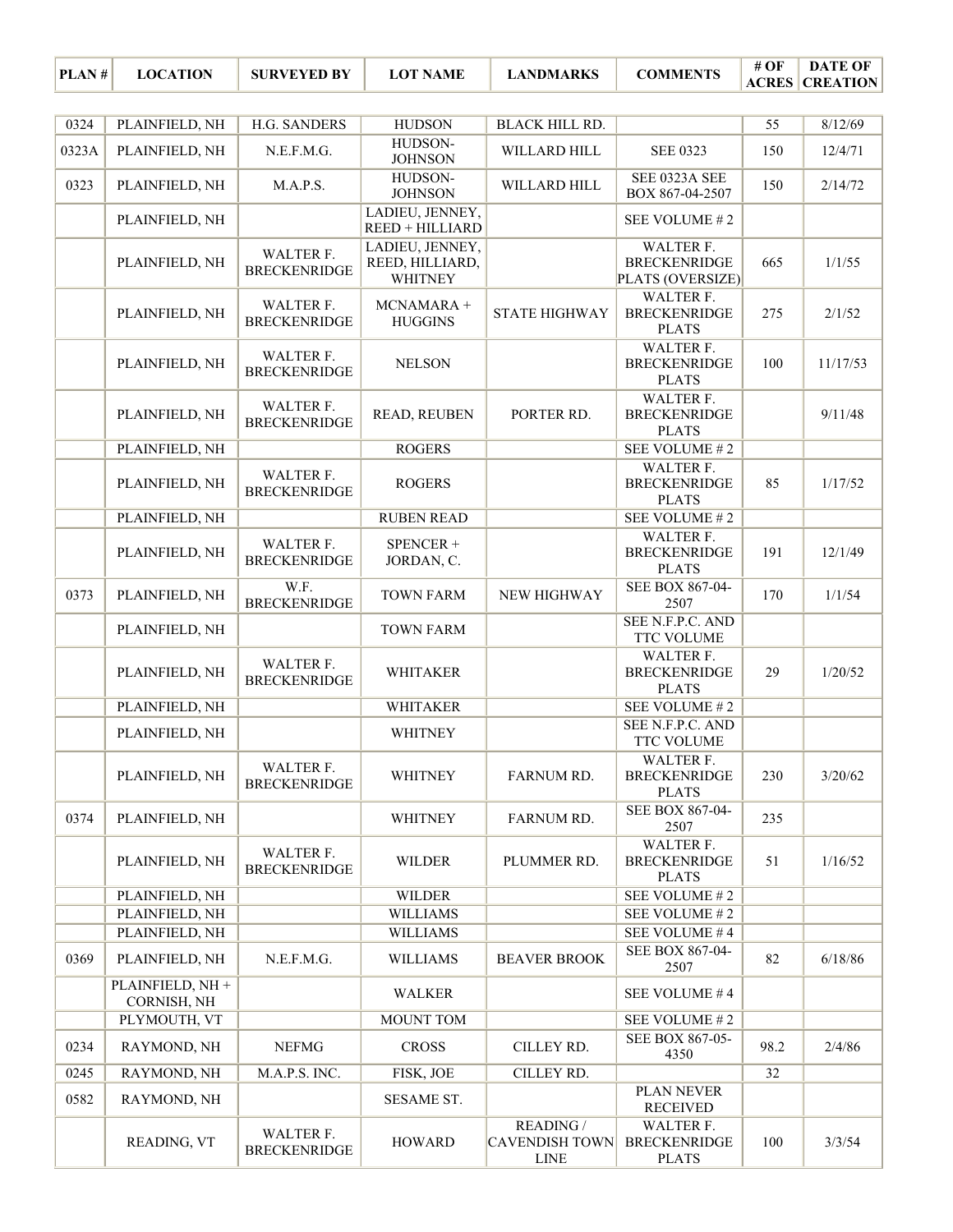| PLAN # | LOCATION | SURVEYED BY | LOT NAME | LANDMARKS | COMMENTS | # OF ACRES | DATE OF CREATION |
|---|---|---|---|---|---|---|---|
| 0324 | PLAINFIELD, NH | H.G. SANDERS | HUDSON | BLACK HILL RD. | | 55 | 8/12/69 |
| 0323A | PLAINFIELD, NH | N.E.F.M.G. | HUDSON-JOHNSON | WILLARD HILL | SEE 0323 | 150 | 12/4/71 |
| 0323 | PLAINFIELD, NH | M.A.P.S. | HUDSON-JOHNSON | WILLARD HILL | SEE 0323A SEE BOX 867-04-2507 | 150 | 2/14/72 |
| | PLAINFIELD, NH | | LADIEU, JENNEY, REED + HILLIARD | | SEE VOLUME # 2 | | |
| | PLAINFIELD, NH | WALTER F. BRECKENRIDGE | LADIEU, JENNEY, REED, HILLIARD, WHITNEY | | WALTER F. BRECKENRIDGE PLATS (OVERSIZE) | 665 | 1/1/55 |
| | PLAINFIELD, NH | WALTER F. BRECKENRIDGE | MCNAMARA + HUGGINS | STATE HIGHWAY | WALTER F. BRECKENRIDGE PLATS | 275 | 2/1/52 |
| | PLAINFIELD, NH | WALTER F. BRECKENRIDGE | NELSON | | WALTER F. BRECKENRIDGE PLATS | 100 | 11/17/53 |
| | PLAINFIELD, NH | WALTER F. BRECKENRIDGE | READ, REUBEN | PORTER RD. | WALTER F. BRECKENRIDGE PLATS | | 9/11/48 |
| | PLAINFIELD, NH | | ROGERS | | SEE VOLUME # 2 | | |
| | PLAINFIELD, NH | WALTER F. BRECKENRIDGE | ROGERS | | WALTER F. BRECKENRIDGE PLATS | 85 | 1/17/52 |
| | PLAINFIELD, NH | | RUBEN READ | | SEE VOLUME # 2 | | |
| | PLAINFIELD, NH | WALTER F. BRECKENRIDGE | SPENCER + JORDAN, C. | | WALTER F. BRECKENRIDGE PLATS | 191 | 12/1/49 |
| 0373 | PLAINFIELD, NH | W.F. BRECKENRIDGE | TOWN FARM | NEW HIGHWAY | SEE BOX 867-04-2507 | 170 | 1/1/54 |
| | PLAINFIELD, NH | | TOWN FARM | | SEE N.F.P.C. AND TTC VOLUME | | |
| | PLAINFIELD, NH | WALTER F. BRECKENRIDGE | WHITAKER | | WALTER F. BRECKENRIDGE PLATS | 29 | 1/20/52 |
| | PLAINFIELD, NH | | WHITAKER | | SEE VOLUME # 2 | | |
| | PLAINFIELD, NH | | WHITNEY | | SEE N.F.P.C. AND TTC VOLUME | | |
| | PLAINFIELD, NH | WALTER F. BRECKENRIDGE | WHITNEY | FARNUM RD. | WALTER F. BRECKENRIDGE PLATS | 230 | 3/20/62 |
| 0374 | PLAINFIELD, NH | | WHITNEY | FARNUM RD. | SEE BOX 867-04-2507 | 235 | |
| | PLAINFIELD, NH | WALTER F. BRECKENRIDGE | WILDER | PLUMMER RD. | WALTER F. BRECKENRIDGE PLATS | 51 | 1/16/52 |
| | PLAINFIELD, NH | | WILDER | | SEE VOLUME # 2 | | |
| | PLAINFIELD, NH | | WILLIAMS | | SEE VOLUME # 2 | | |
| | PLAINFIELD, NH | | WILLIAMS | | SEE VOLUME # 4 | | |
| 0369 | PLAINFIELD, NH | N.E.F.M.G. | WILLIAMS | BEAVER BROOK | SEE BOX 867-04-2507 | 82 | 6/18/86 |
| | PLAINFIELD, NH + CORNISH, NH | | WALKER | | SEE VOLUME # 4 | | |
| | PLYMOUTH, VT | | MOUNT TOM | | SEE VOLUME # 2 | | |
| 0234 | RAYMOND, NH | NEFMG | CROSS | CILLEY RD. | SEE BOX 867-05-4350 | 98.2 | 2/4/86 |
| 0245 | RAYMOND, NH | M.A.P.S. INC. | FISK, JOE | CILLEY RD. | | 32 | |
| 0582 | RAYMOND, NH | | SESAME ST. | | PLAN NEVER RECEIVED | | |
| | READING, VT | WALTER F. BRECKENRIDGE | HOWARD | READING / CAVENDISH TOWN LINE | WALTER F. BRECKENRIDGE PLATS | 100 | 3/3/54 |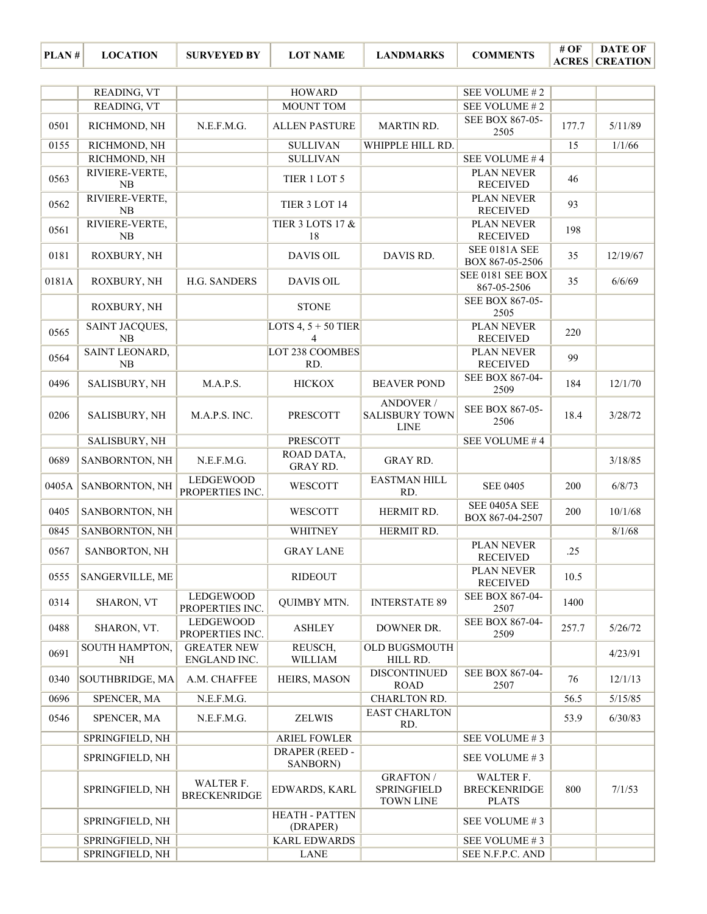| PLAN # | LOCATION | SURVEYED BY | LOT NAME | LANDMARKS | COMMENTS | # OF ACRES | DATE OF CREATION |
|---|---|---|---|---|---|---|---|
| | READING, VT | | HOWARD | | SEE VOLUME # 2 | | |
| | READING, VT | | MOUNT TOM | | SEE VOLUME # 2 | | |
| 0501 | RICHMOND, NH | N.E.F.M.G. | ALLEN PASTURE | MARTIN RD. | SEE BOX 867-05-2505 | 177.7 | 5/11/89 |
| 0155 | RICHMOND, NH | | SULLIVAN | WHIPPLE HILL RD. | | 15 | 1/1/66 |
| | RICHMOND, NH | | SULLIVAN | | SEE VOLUME # 4 | | |
| 0563 | RIVIERE-VERTE, NB | | TIER 1 LOT 5 | | PLAN NEVER RECEIVED | 46 | |
| 0562 | RIVIERE-VERTE, NB | | TIER 3 LOT 14 | | PLAN NEVER RECEIVED | 93 | |
| 0561 | RIVIERE-VERTE, NB | | TIER 3 LOTS 17 & 18 | | PLAN NEVER RECEIVED | 198 | |
| 0181 | ROXBURY, NH | | DAVIS OIL | DAVIS RD. | SEE 0181A SEE BOX 867-05-2506 | 35 | 12/19/67 |
| 0181A | ROXBURY, NH | H.G. SANDERS | DAVIS OIL | | SEE 0181 SEE BOX 867-05-2506 | 35 | 6/6/69 |
| | ROXBURY, NH | | STONE | | SEE BOX 867-05-2505 | | |
| 0565 | SAINT JACQUES, NB | | LOTS 4, 5 + 50 TIER 4 | | PLAN NEVER RECEIVED | 220 | |
| 0564 | SAINT LEONARD, NB | | LOT 238 COOMBES RD. | | PLAN NEVER RECEIVED | 99 | |
| 0496 | SALISBURY, NH | M.A.P.S. | HICKOX | BEAVER POND | SEE BOX 867-04-2509 | 184 | 12/1/70 |
| 0206 | SALISBURY, NH | M.A.P.S. INC. | PRESCOTT | ANDOVER / SALISBURY TOWN LINE | SEE BOX 867-05-2506 | 18.4 | 3/28/72 |
| | SALISBURY, NH | | PRESCOTT | | SEE VOLUME # 4 | | |
| 0689 | SANBORNTON, NH | N.E.F.M.G. | ROAD DATA, GRAY RD. | GRAY RD. | | | 3/18/85 |
| 0405A | SANBORNTON, NH | LEDGEWOOD PROPERTIES INC. | WESCOTT | EASTMAN HILL RD. | SEE 0405 | 200 | 6/8/73 |
| 0405 | SANBORNTON, NH | | WESCOTT | HERMIT RD. | SEE 0405A SEE BOX 867-04-2507 | 200 | 10/1/68 |
| 0845 | SANBORNTON, NH | | WHITNEY | HERMIT RD. | | | 8/1/68 |
| 0567 | SANBORTON, NH | | GRAY LANE | | PLAN NEVER RECEIVED | .25 | |
| 0555 | SANGERVILLE, ME | | RIDEOUT | | PLAN NEVER RECEIVED | 10.5 | |
| 0314 | SHARON, VT | LEDGEWOOD PROPERTIES INC. | QUIMBY MTN. | INTERSTATE 89 | SEE BOX 867-04-2507 | 1400 | |
| 0488 | SHARON, VT. | LEDGEWOOD PROPERTIES INC. | ASHLEY | DOWNER DR. | SEE BOX 867-04-2509 | 257.7 | 5/26/72 |
| 0691 | SOUTH HAMPTON, NH | GREATER NEW ENGLAND INC. | REUSCH, WILLIAM | OLD BUGSMOUTH HILL RD. | | | 4/23/91 |
| 0340 | SOUTHBRIDGE, MA | A.M. CHAFFEE | HEIRS, MASON | DISCONTINUED ROAD | SEE BOX 867-04-2507 | 76 | 12/1/13 |
| 0696 | SPENCER, MA | N.E.F.M.G. | | CHARLTON RD. | | 56.5 | 5/15/85 |
| 0546 | SPENCER, MA | N.E.F.M.G. | ZELWIS | EAST CHARLTON RD. | | 53.9 | 6/30/83 |
| | SPRINGFIELD, NH | | ARIEL FOWLER | | SEE VOLUME # 3 | | |
| | SPRINGFIELD, NH | | DRAPER (REED - SANBORN) | | SEE VOLUME # 3 | | |
| | SPRINGFIELD, NH | WALTER F. BRECKENRIDGE | EDWARDS, KARL | GRAFTON / SPRINGFIELD TOWN LINE | WALTER F. BRECKENRIDGE PLATS | 800 | 7/1/53 |
| | SPRINGFIELD, NH | | HEATH - PATTEN (DRAPER) | | SEE VOLUME # 3 | | |
| | SPRINGFIELD, NH | | KARL EDWARDS | | SEE VOLUME # 3 | | |
| | SPRINGFIELD, NH | | LANE | | SEE N.F.P.C. AND | | |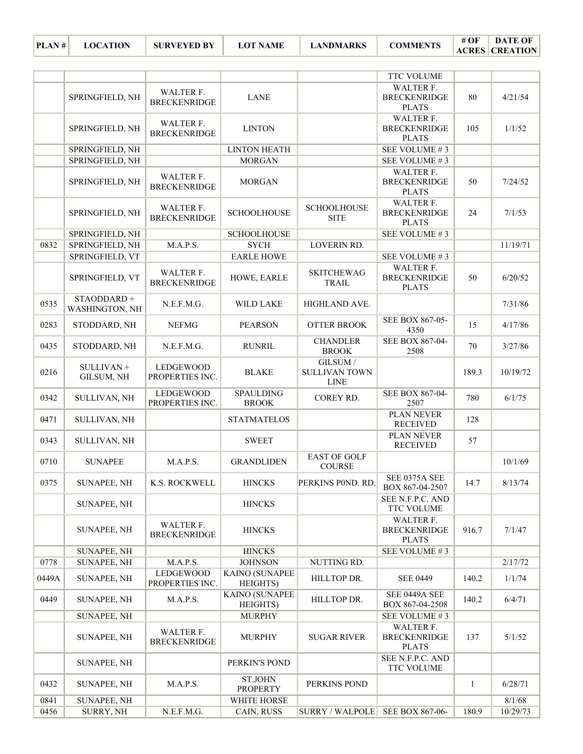| PLAN # | LOCATION | SURVEYED BY | LOT NAME | LANDMARKS | COMMENTS | # OF ACRES | DATE OF CREATION |
|---|---|---|---|---|---|---|---|
| | | | | | TTC VOLUME | | |
| | SPRINGFIELD, NH | WALTER F. BRECKENRIDGE | LANE | | WALTER F. BRECKENRIDGE PLATS | 80 | 4/21/54 |
| | SPRINGFIELD, NH | WALTER F. BRECKENRIDGE | LINTON | | WALTER F. BRECKENRIDGE PLATS | 105 | 1/1/52 |
| | SPRINGFIELD, NH | | LINTON HEATH | | SEE VOLUME # 3 | | |
| | SPRINGFIELD, NH | | MORGAN | | SEE VOLUME # 3 | | |
| | SPRINGFIELD, NH | WALTER F. BRECKENRIDGE | MORGAN | | WALTER F. BRECKENRIDGE PLATS | 50 | 7/24/52 |
| | SPRINGFIELD, NH | WALTER F. BRECKENRIDGE | SCHOOLHOUSE | SCHOOLHOUSE SITE | WALTER F. BRECKENRIDGE PLATS | 24 | 7/1/53 |
| | SPRINGFIELD, NH | | SCHOOLHOUSE | | SEE VOLUME # 3 | | |
| 0832 | SPRINGFIELD, NH | M.A.P.S. | SYCH | LOVERIN RD. | | | 11/19/71 |
| | SPRINGFIELD, VT | | EARLE HOWE | | SEE VOLUME # 3 | | |
| | SPRINGFIELD, VT | WALTER F. BRECKENRIDGE | HOWE, EARLE | SKITCHEWAG TRAIL | WALTER F. BRECKENRIDGE PLATS | 50 | 6/20/52 |
| 0535 | STAODDARD + WASHINGTON, NH | N.E.F.M.G. | WILD LAKE | HIGHLAND AVE. | | | 7/31/86 |
| 0283 | STODDARD, NH | NEFMG | PEARSON | OTTER BROOK | SEE BOX 867-05-4350 | 15 | 4/17/86 |
| 0435 | STODDARD, NH | N.E.F.M.G. | RUNRIL | CHANDLER BROOK | SEE BOX 867-04-2508 | 70 | 3/27/86 |
| 0216 | SULLIVAN + GILSUM, NH | LEDGEWOOD PROPERTIES INC. | BLAKE | GILSUM / SULLIVAN TOWN LINE | | 189.3 | 10/19/72 |
| 0342 | SULLIVAN, NH | LEDGEWOOD PROPERTIES INC. | SPAULDING BROOK | COREY RD. | SEE BOX 867-04-2507 | 780 | 6/1/75 |
| 0471 | SULLIVAN, NH | | STATMATELOS | | PLAN NEVER RECEIVED | 128 | |
| 0343 | SULLIVAN, NH | | SWEET | | PLAN NEVER RECEIVED | 57 | |
| 0710 | SUNAPEE | M.A.P.S. | GRANDLIDEN | EAST OF GOLF COURSE | | | 10/1/69 |
| 0375 | SUNAPEE, NH | K.S. ROCKWELL | HINCKS | PERKINS P0ND. RD. | SEE 0375A SEE BOX 867-04-2507 | 14.7 | 8/13/74 |
| | SUNAPEE, NH | | HINCKS | | SEE N.F.P.C. AND TTC VOLUME | | |
| | SUNAPEE, NH | WALTER F. BRECKENRIDGE | HINCKS | | WALTER F. BRECKENRIDGE PLATS | 916.7 | 7/1/47 |
| | SUNAPEE, NH | | HINCKS | | SEE VOLUME # 3 | | |
| 0778 | SUNAPEE, NH | M.A.P.S. | JOHNSON | NUTTING RD. | | | 2/17/72 |
| 0449A | SUNAPEE, NH | LEDGEWOOD PROPERTIES INC. | KAINO (SUNAPEE HEIGHTS) | HILLTOP DR. | SEE 0449 | 140.2 | 1/1/74 |
| 0449 | SUNAPEE, NH | M.A.P.S. | KAINO (SUNAPEE HEIGHTS) | HILLTOP DR. | SEE 0449A SEE BOX 867-04-2508 | 140.2 | 6/4/71 |
| | SUNAPEE, NH | | MURPHY | | SEE VOLUME # 3 | | |
| | SUNAPEE, NH | WALTER F. BRECKENRIDGE | MURPHY | SUGAR RIVER | WALTER F. BRECKENRIDGE PLATS | 137 | 5/1/52 |
| | SUNAPEE, NH | | PERKIN'S POND | | SEE N.F.P.C. AND TTC VOLUME | | |
| 0432 | SUNAPEE, NH | M.A.P.S. | ST.JOHN PROPERTY | PERKINS POND | | 1 | 6/28/71 |
| 0841 | SUNAPEE, NH | | WHITE HORSE | | | | 8/1/68 |
| 0456 | SURRY, NH | N.E.F.M.G. | CAIN, RUSS | SURRY / WALPOLE | SEE BOX 867-06- | 180.9 | 10/29/73 |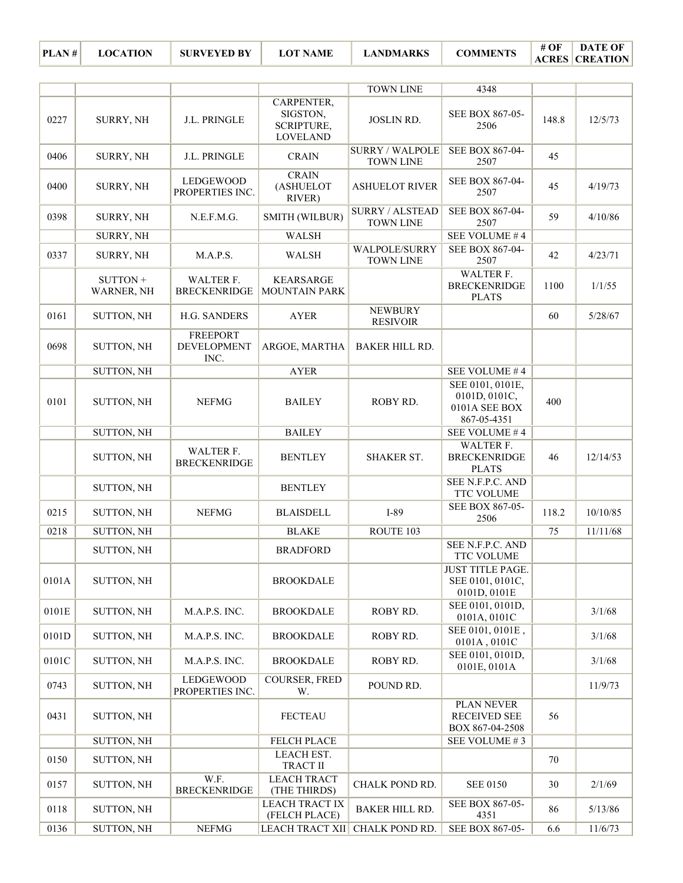| PLAN # | LOCATION | SURVEYED BY | LOT NAME | LANDMARKS | COMMENTS | # OF ACRES | DATE OF CREATION |
|---|---|---|---|---|---|---|---|
| | | | | TOWN LINE | 4348 | | |
| 0227 | SURRY, NH | J.L. PRINGLE | CARPENTER, SIGSTON, SCRIPTURE, LOVELAND | JOSLIN RD. | SEE BOX 867-05-2506 | 148.8 | 12/5/73 |
| 0406 | SURRY, NH | J.L. PRINGLE | CRAIN | SURRY / WALPOLE TOWN LINE | SEE BOX 867-04-2507 | 45 | |
| 0400 | SURRY, NH | LEDGEWOOD PROPERTIES INC. | CRAIN (ASHUELOT RIVER) | ASHUELOT RIVER | SEE BOX 867-04-2507 | 45 | 4/19/73 |
| 0398 | SURRY, NH | N.E.F.M.G. | SMITH (WILBUR) | SURRY / ALSTEAD TOWN LINE | SEE BOX 867-04-2507 | 59 | 4/10/86 |
| | SURRY, NH | | WALSH | | SEE VOLUME # 4 | | |
| 0337 | SURRY, NH | M.A.P.S. | WALSH | WALPOLE/SURRY TOWN LINE | SEE BOX 867-04-2507 | 42 | 4/23/71 |
| | SUTTON + WARNER, NH | WALTER F. BRECKENRIDGE | KEARSARGE MOUNTAIN PARK | | WALTER F. BRECKENRIDGE PLATS | 1100 | 1/1/55 |
| 0161 | SUTTON, NH | H.G. SANDERS | AYER | NEWBURY RESIVOIR | | 60 | 5/28/67 |
| 0698 | SUTTON, NH | FREEPORT DEVELOPMENT INC. | ARGOE, MARTHA | BAKER HILL RD. | | | |
| | SUTTON, NH | | AYER | | SEE VOLUME # 4 | | |
| 0101 | SUTTON, NH | NEFMG | BAILEY | ROBY RD. | SEE 0101, 0101E, 0101D, 0101C, 0101A SEE BOX 867-05-4351 | 400 | |
| | SUTTON, NH | | BAILEY | | SEE VOLUME # 4 | | |
| | SUTTON, NH | WALTER F. BRECKENRIDGE | BENTLEY | SHAKER ST. | WALTER F. BRECKENRIDGE PLATS | 46 | 12/14/53 |
| | SUTTON, NH | | BENTLEY | | SEE N.F.P.C. AND TTC VOLUME | | |
| 0215 | SUTTON, NH | NEFMG | BLAISDELL | I-89 | SEE BOX 867-05-2506 | 118.2 | 10/10/85 |
| 0218 | SUTTON, NH | | BLAKE | ROUTE 103 | | 75 | 11/11/68 |
| | SUTTON, NH | | BRADFORD | | SEE N.F.P.C. AND TTC VOLUME | | |
| 0101A | SUTTON, NH | | BROOKDALE | | JUST TITLE PAGE. SEE 0101, 0101C, 0101D, 0101E | | |
| 0101E | SUTTON, NH | M.A.P.S. INC. | BROOKDALE | ROBY RD. | SEE 0101, 0101D, 0101A, 0101C | | 3/1/68 |
| 0101D | SUTTON, NH | M.A.P.S. INC. | BROOKDALE | ROBY RD. | SEE 0101, 0101E , 0101A , 0101C | | 3/1/68 |
| 0101C | SUTTON, NH | M.A.P.S. INC. | BROOKDALE | ROBY RD. | SEE 0101, 0101D, 0101E, 0101A | | 3/1/68 |
| 0743 | SUTTON, NH | LEDGEWOOD PROPERTIES INC. | COURSER, FRED W. | POUND RD. | | | 11/9/73 |
| 0431 | SUTTON, NH | | FECTEAU | | PLAN NEVER RECEIVED SEE BOX 867-04-2508 | 56 | |
| | SUTTON, NH | | FELCH PLACE | | SEE VOLUME # 3 | | |
| 0150 | SUTTON, NH | | LEACH EST. TRACT II | | | 70 | |
| 0157 | SUTTON, NH | W.F. BRECKENRIDGE | LEACH TRACT (THE THIRDS) | CHALK POND RD. | SEE 0150 | 30 | 2/1/69 |
| 0118 | SUTTON, NH | | LEACH TRACT IX (FELCH PLACE) | BAKER HILL RD. | SEE BOX 867-05-4351 | 86 | 5/13/86 |
| 0136 | SUTTON, NH | NEFMG | LEACH TRACT XII | CHALK POND RD. | SEE BOX 867-05- | 6.6 | 11/6/73 |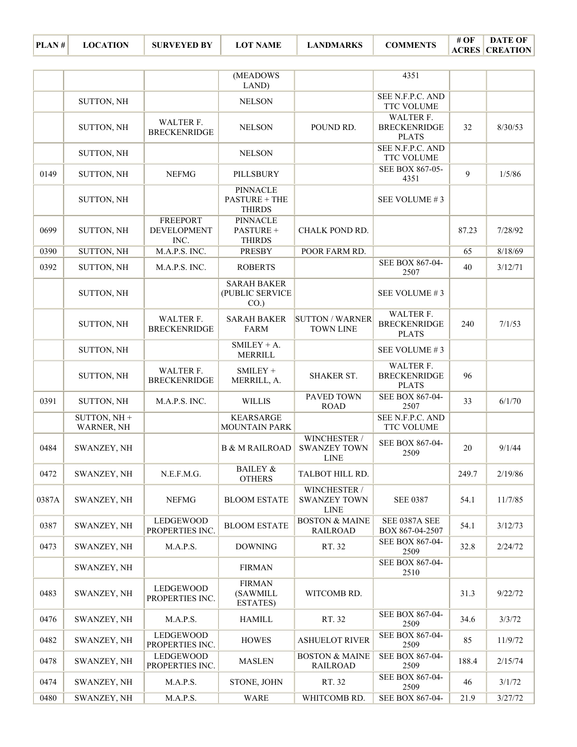| PLAN # | LOCATION | SURVEYED BY | LOT NAME | LANDMARKS | COMMENTS | # OF ACRES | DATE OF CREATION |
|---|---|---|---|---|---|---|---|
| | | | (MEADOWS LAND) | | 4351 | | |
| | SUTTON, NH | | NELSON | | SEE N.F.P.C. AND TTC VOLUME | | |
| | SUTTON, NH | WALTER F. BRECKENRIDGE | NELSON | POUND RD. | WALTER F. BRECKENRIDGE PLATS | 32 | 8/30/53 |
| | SUTTON, NH | | NELSON | | SEE N.F.P.C. AND TTC VOLUME | | |
| 0149 | SUTTON, NH | NEFMG | PILLSBURY | | SEE BOX 867-05-4351 | 9 | 1/5/86 |
| | SUTTON, NH | | PINNACLE PASTURE + THE THIRDS | | SEE VOLUME # 3 | | |
| 0699 | SUTTON, NH | FREEPORT DEVELOPMENT INC. | PINNACLE PASTURE + THIRDS | CHALK POND RD. | | 87.23 | 7/28/92 |
| 0390 | SUTTON, NH | M.A.P.S. INC. | PRESBY | POOR FARM RD. | | 65 | 8/18/69 |
| 0392 | SUTTON, NH | M.A.P.S. INC. | ROBERTS | | SEE BOX 867-04-2507 | 40 | 3/12/71 |
| | SUTTON, NH | | SARAH BAKER (PUBLIC SERVICE CO.) | | SEE VOLUME # 3 | | |
| | SUTTON, NH | WALTER F. BRECKENRIDGE | SARAH BAKER FARM | SUTTON / WARNER TOWN LINE | WALTER F. BRECKENRIDGE PLATS | 240 | 7/1/53 |
| | SUTTON, NH | | SMILEY + A. MERRILL | | SEE VOLUME # 3 | | |
| | SUTTON, NH | WALTER F. BRECKENRIDGE | SMILEY + MERRILL, A. | SHAKER ST. | WALTER F. BRECKENRIDGE PLATS | 96 | |
| 0391 | SUTTON, NH | M.A.P.S. INC. | WILLIS | PAVED TOWN ROAD | SEE BOX 867-04-2507 | 33 | 6/1/70 |
| | SUTTON, NH + WARNER, NH | | KEARSARGE MOUNTAIN PARK | | SEE N.F.P.C. AND TTC VOLUME | | |
| 0484 | SWANZEY, NH | | B & M RAILROAD | WINCHESTER / SWANZEY TOWN LINE | SEE BOX 867-04-2509 | 20 | 9/1/44 |
| 0472 | SWANZEY, NH | N.E.F.M.G. | BAILEY & OTHERS | TALBOT HILL RD. | | 249.7 | 2/19/86 |
| 0387A | SWANZEY, NH | NEFMG | BLOOM ESTATE | WINCHESTER / SWANZEY TOWN LINE | SEE 0387 | 54.1 | 11/7/85 |
| 0387 | SWANZEY, NH | LEDGEWOOD PROPERTIES INC. | BLOOM ESTATE | BOSTON & MAINE RAILROAD | SEE 0387A SEE BOX 867-04-2507 | 54.1 | 3/12/73 |
| 0473 | SWANZEY, NH | M.A.P.S. | DOWNING | RT. 32 | SEE BOX 867-04-2509 | 32.8 | 2/24/72 |
| | SWANZEY, NH | | FIRMAN | | SEE BOX 867-04-2510 | | |
| 0483 | SWANZEY, NH | LEDGEWOOD PROPERTIES INC. | FIRMAN (SAWMILL ESTATES) | WITCOMB RD. | | 31.3 | 9/22/72 |
| 0476 | SWANZEY, NH | M.A.P.S. | HAMILL | RT. 32 | SEE BOX 867-04-2509 | 34.6 | 3/3/72 |
| 0482 | SWANZEY, NH | LEDGEWOOD PROPERTIES INC. | HOWES | ASHUELOT RIVER | SEE BOX 867-04-2509 | 85 | 11/9/72 |
| 0478 | SWANZEY, NH | LEDGEWOOD PROPERTIES INC. | MASLEN | BOSTON & MAINE RAILROAD | SEE BOX 867-04-2509 | 188.4 | 2/15/74 |
| 0474 | SWANZEY, NH | M.A.P.S. | STONE, JOHN | RT. 32 | SEE BOX 867-04-2509 | 46 | 3/1/72 |
| 0480 | SWANZEY, NH | M.A.P.S. | WARE | WHITCOMB RD. | SEE BOX 867-04- | 21.9 | 3/27/72 |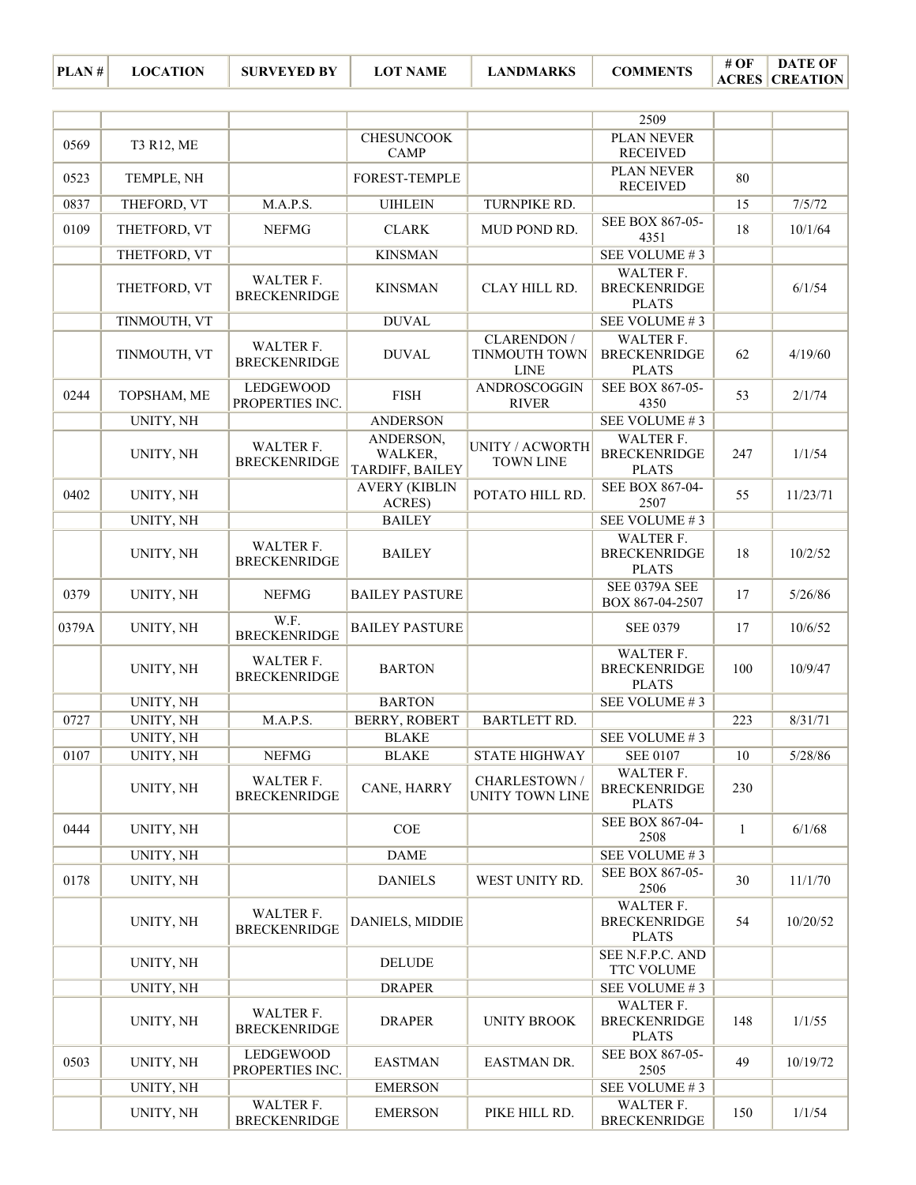| PLAN # | LOCATION | SURVEYED BY | LOT NAME | LANDMARKS | COMMENTS | # OF ACRES | DATE OF CREATION |
|---|---|---|---|---|---|---|---|
| | | | | | 2509 | | |
| 0569 | T3 R12, ME | | CHESUNCOOK CAMP | | PLAN NEVER RECEIVED | | |
| 0523 | TEMPLE, NH | | FOREST-TEMPLE | | PLAN NEVER RECEIVED | 80 | |
| 0837 | THEFORD, VT | M.A.P.S. | UIHLEIN | TURNPIKE RD. | | 15 | 7/5/72 |
| 0109 | THETFORD, VT | NEFMG | CLARK | MUD POND RD. | SEE BOX 867-05-4351 | 18 | 10/1/64 |
| | THETFORD, VT | | KINSMAN | | SEE VOLUME # 3 | | |
| | THETFORD, VT | WALTER F. BRECKENRIDGE | KINSMAN | CLAY HILL RD. | WALTER F. BRECKENRIDGE PLATS | | 6/1/54 |
| | TINMOUTH, VT | | DUVAL | | SEE VOLUME # 3 | | |
| | TINMOUTH, VT | WALTER F. BRECKENRIDGE | DUVAL | CLARENDON / TINMOUTH TOWN LINE | WALTER F. BRECKENRIDGE PLATS | 62 | 4/19/60 |
| 0244 | TOPSHAM, ME | LEDGEWOOD PROPERTIES INC. | FISH | ANDROSCOGGIN RIVER | SEE BOX 867-05-4350 | 53 | 2/1/74 |
| | UNITY, NH | | ANDERSON | | SEE VOLUME # 3 | | |
| | UNITY, NH | WALTER F. BRECKENRIDGE | ANDERSON, WALKER, TARDIFF, BAILEY | UNITY / ACWORTH TOWN LINE | WALTER F. BRECKENRIDGE PLATS | 247 | 1/1/54 |
| 0402 | UNITY, NH | | AVERY (KIBLIN ACRES) | POTATO HILL RD. | SEE BOX 867-04-2507 | 55 | 11/23/71 |
| | UNITY, NH | | BAILEY | | SEE VOLUME # 3 | | |
| | UNITY, NH | WALTER F. BRECKENRIDGE | BAILEY | | WALTER F. BRECKENRIDGE PLATS | 18 | 10/2/52 |
| 0379 | UNITY, NH | NEFMG | BAILEY PASTURE | | SEE 0379A SEE BOX 867-04-2507 | 17 | 5/26/86 |
| 0379A | UNITY, NH | W.F. BRECKENRIDGE | BAILEY PASTURE | | SEE 0379 | 17 | 10/6/52 |
| | UNITY, NH | WALTER F. BRECKENRIDGE | BARTON | | WALTER F. BRECKENRIDGE PLATS | 100 | 10/9/47 |
| | UNITY, NH | | BARTON | | SEE VOLUME # 3 | | |
| 0727 | UNITY, NH | M.A.P.S. | BERRY, ROBERT | BARTLETT RD. | | 223 | 8/31/71 |
| | UNITY, NH | | BLAKE | | SEE VOLUME # 3 | | |
| 0107 | UNITY, NH | NEFMG | BLAKE | STATE HIGHWAY | SEE 0107 | 10 | 5/28/86 |
| | UNITY, NH | WALTER F. BRECKENRIDGE | CANE, HARRY | CHARLESTOWN / UNITY TOWN LINE | WALTER F. BRECKENRIDGE PLATS | 230 | |
| 0444 | UNITY, NH | | COE | | SEE BOX 867-04-2508 | 1 | 6/1/68 |
| | UNITY, NH | | DAME | | SEE VOLUME # 3 | | |
| 0178 | UNITY, NH | | DANIELS | WEST UNITY RD. | SEE BOX 867-05-2506 | 30 | 11/1/70 |
| | UNITY, NH | WALTER F. BRECKENRIDGE | DANIELS, MIDDIE | | WALTER F. BRECKENRIDGE PLATS | 54 | 10/20/52 |
| | UNITY, NH | | DELUDE | | SEE N.F.P.C. AND TTC VOLUME | | |
| | UNITY, NH | | DRAPER | | SEE VOLUME # 3 | | |
| | UNITY, NH | WALTER F. BRECKENRIDGE | DRAPER | UNITY BROOK | WALTER F. BRECKENRIDGE PLATS | 148 | 1/1/55 |
| 0503 | UNITY, NH | LEDGEWOOD PROPERTIES INC. | EASTMAN | EASTMAN DR. | SEE BOX 867-05-2505 | 49 | 10/19/72 |
| | UNITY, NH | | EMERSON | | SEE VOLUME # 3 | | |
| | UNITY, NH | WALTER F. BRECKENRIDGE | EMERSON | PIKE HILL RD. | WALTER F. BRECKENRIDGE | 150 | 1/1/54 |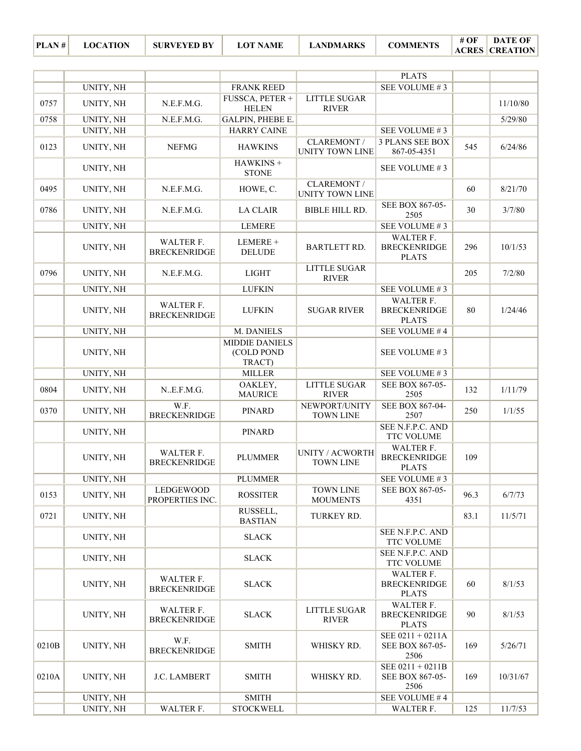| PLAN # | LOCATION | SURVEYED BY | LOT NAME | LANDMARKS | COMMENTS | # OF ACRES | DATE OF CREATION |
|---|---|---|---|---|---|---|---|
| | | | | | PLATS | | |
| | UNITY, NH | | FRANK REED | | SEE VOLUME # 3 | | |
| 0757 | UNITY, NH | N.E.F.M.G. | FUSSCA, PETER + HELEN | LITTLE SUGAR RIVER | | | 11/10/80 |
| 0758 | UNITY, NH | N.E.F.M.G. | GALPIN, PHEBE E. | | | | 5/29/80 |
| | UNITY, NH | | HARRY CAINE | | SEE VOLUME # 3 | | |
| 0123 | UNITY, NH | NEFMG | HAWKINS | CLAREMONT / UNITY TOWN LINE | 3 PLANS SEE BOX 867-05-4351 | 545 | 6/24/86 |
| | UNITY, NH | | HAWKINS + STONE | | SEE VOLUME # 3 | | |
| 0495 | UNITY, NH | N.E.F.M.G. | HOWE, C. | CLAREMONT / UNITY TOWN LINE | | 60 | 8/21/70 |
| 0786 | UNITY, NH | N.E.F.M.G. | LA CLAIR | BIBLE HILL RD. | SEE BOX 867-05-2505 | 30 | 3/7/80 |
| | UNITY, NH | | LEMERE | | SEE VOLUME # 3 | | |
| | UNITY, NH | WALTER F. BRECKENRIDGE | LEMERE + DELUDE | BARTLETT RD. | WALTER F. BRECKENRIDGE PLATS | 296 | 10/1/53 |
| 0796 | UNITY, NH | N.E.F.M.G. | LIGHT | LITTLE SUGAR RIVER | | 205 | 7/2/80 |
| | UNITY, NH | | LUFKIN | | SEE VOLUME # 3 | | |
| | UNITY, NH | WALTER F. BRECKENRIDGE | LUFKIN | SUGAR RIVER | WALTER F. BRECKENRIDGE PLATS | 80 | 1/24/46 |
| | UNITY, NH | | M. DANIELS | | SEE VOLUME # 4 | | |
| | UNITY, NH | | MIDDIE DANIELS (COLD POND TRACT) | | SEE VOLUME # 3 | | |
| | UNITY, NH | | MILLER | | SEE VOLUME # 3 | | |
| 0804 | UNITY, NH | N..E.F.M.G. | OAKLEY, MAURICE | LITTLE SUGAR RIVER | SEE BOX 867-05-2505 | 132 | 1/11/79 |
| 0370 | UNITY, NH | W.F. BRECKENRIDGE | PINARD | NEWPORT/UNITY TOWN LINE | SEE BOX 867-04-2507 | 250 | 1/1/55 |
| | UNITY, NH | | PINARD | | SEE N.F.P.C. AND TTC VOLUME | | |
| | UNITY, NH | WALTER F. BRECKENRIDGE | PLUMMER | UNITY / ACWORTH TOWN LINE | WALTER F. BRECKENRIDGE PLATS | 109 | |
| | UNITY, NH | | PLUMMER | | SEE VOLUME # 3 | | |
| 0153 | UNITY, NH | LEDGEWOOD PROPERTIES INC. | ROSSITER | TOWN LINE MOUMENTS | SEE BOX 867-05-4351 | 96.3 | 6/7/73 |
| 0721 | UNITY, NH | | RUSSELL, BASTIAN | TURKEY RD. | | 83.1 | 11/5/71 |
| | UNITY, NH | | SLACK | | SEE N.F.P.C. AND TTC VOLUME | | |
| | UNITY, NH | | SLACK | | SEE N.F.P.C. AND TTC VOLUME | | |
| | UNITY, NH | WALTER F. BRECKENRIDGE | SLACK | | WALTER F. BRECKENRIDGE PLATS | 60 | 8/1/53 |
| | UNITY, NH | WALTER F. BRECKENRIDGE | SLACK | LITTLE SUGAR RIVER | WALTER F. BRECKENRIDGE PLATS | 90 | 8/1/53 |
| 0210B | UNITY, NH | W.F. BRECKENRIDGE | SMITH | WHISKY RD. | SEE 0211 + 0211A SEE BOX 867-05-2506 | 169 | 5/26/71 |
| 0210A | UNITY, NH | J.C. LAMBERT | SMITH | WHISKY RD. | SEE 0211 + 0211B SEE BOX 867-05-2506 | 169 | 10/31/67 |
| | UNITY, NH | | SMITH | | SEE VOLUME # 4 | | |
| | UNITY, NH | WALTER F. | STOCKWELL | | WALTER F. | 125 | 11/7/53 |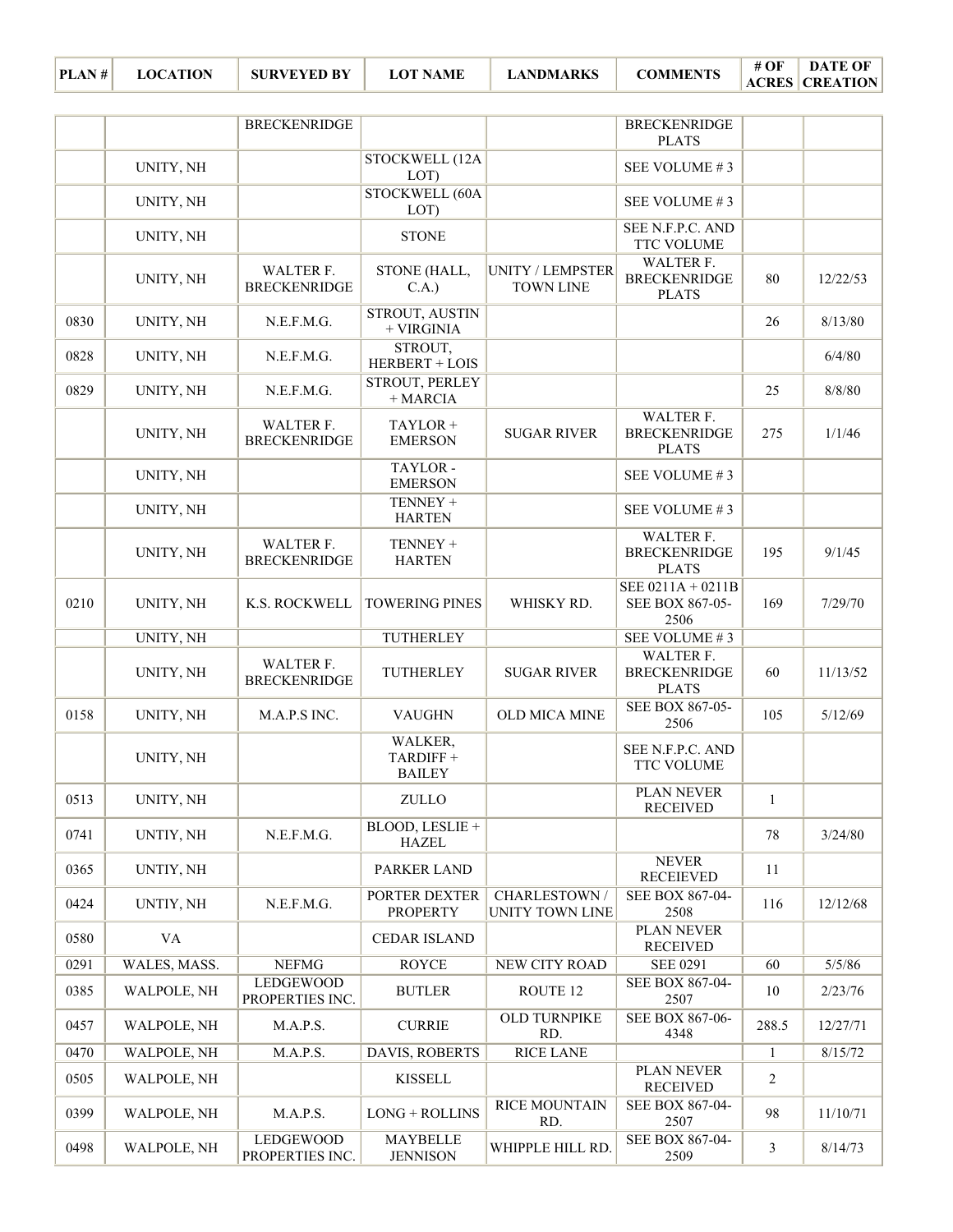| PLAN # | LOCATION | SURVEYED BY | LOT NAME | LANDMARKS | COMMENTS | # OF ACRES | DATE OF CREATION |
|---|---|---|---|---|---|---|---|
| | | BRECKENRIDGE | | | BRECKENRIDGE PLATS | | |
| | UNITY, NH | | STOCKWELL (12A LOT) | | SEE VOLUME # 3 | | |
| | UNITY, NH | | STOCKWELL (60A LOT) | | SEE VOLUME # 3 | | |
| | UNITY, NH | | STONE | | SEE N.F.P.C. AND TTC VOLUME | | |
| | UNITY, NH | WALTER F. BRECKENRIDGE | STONE (HALL, C.A.) | UNITY / LEMPSTER TOWN LINE | WALTER F. BRECKENRIDGE PLATS | 80 | 12/22/53 |
| 0830 | UNITY, NH | N.E.F.M.G. | STROUT, AUSTIN + VIRGINIA | | | 26 | 8/13/80 |
| 0828 | UNITY, NH | N.E.F.M.G. | STROUT, HERBERT + LOIS | | | | 6/4/80 |
| 0829 | UNITY, NH | N.E.F.M.G. | STROUT, PERLEY + MARCIA | | | 25 | 8/8/80 |
| | UNITY, NH | WALTER F. BRECKENRIDGE | TAYLOR + EMERSON | SUGAR RIVER | WALTER F. BRECKENRIDGE PLATS | 275 | 1/1/46 |
| | UNITY, NH | | TAYLOR - EMERSON | | SEE VOLUME # 3 | | |
| | UNITY, NH | | TENNEY + HARTEN | | SEE VOLUME # 3 | | |
| | UNITY, NH | WALTER F. BRECKENRIDGE | TENNEY + HARTEN | | WALTER F. BRECKENRIDGE PLATS | 195 | 9/1/45 |
| 0210 | UNITY, NH | K.S. ROCKWELL | TOWERING PINES | WHISKY RD. | SEE 0211A + 0211B SEE BOX 867-05-2506 | 169 | 7/29/70 |
| | UNITY, NH | | TUTHERLEY | | SEE VOLUME # 3 | | |
| | UNITY, NH | WALTER F. BRECKENRIDGE | TUTHERLEY | SUGAR RIVER | WALTER F. BRECKENRIDGE PLATS | 60 | 11/13/52 |
| 0158 | UNITY, NH | M.A.P.S INC. | VAUGHN | OLD MICA MINE | SEE BOX 867-05-2506 | 105 | 5/12/69 |
| | UNITY, NH | | WALKER, TARDIFF + BAILEY | | SEE N.F.P.C. AND TTC VOLUME | | |
| 0513 | UNITY, NH | | ZULLO | | PLAN NEVER RECEIVED | 1 | |
| 0741 | UNTIY, NH | N.E.F.M.G. | BLOOD, LESLIE + HAZEL | | | 78 | 3/24/80 |
| 0365 | UNTIY, NH | | PARKER LAND | | NEVER RECEIEVED | 11 | |
| 0424 | UNTIY, NH | N.E.F.M.G. | PORTER DEXTER PROPERTY | CHARLESTOWN / UNITY TOWN LINE | SEE BOX 867-04-2508 | 116 | 12/12/68 |
| 0580 | VA | | CEDAR ISLAND | | PLAN NEVER RECEIVED | | |
| 0291 | WALES, MASS. | NEFMG | ROYCE | NEW CITY ROAD | SEE 0291 | 60 | 5/5/86 |
| 0385 | WALPOLE, NH | LEDGEWOOD PROPERTIES INC. | BUTLER | ROUTE 12 | SEE BOX 867-04-2507 | 10 | 2/23/76 |
| 0457 | WALPOLE, NH | M.A.P.S. | CURRIE | OLD TURNPIKE RD. | SEE BOX 867-06-4348 | 288.5 | 12/27/71 |
| 0470 | WALPOLE, NH | M.A.P.S. | DAVIS, ROBERTS | RICE LANE | | 1 | 8/15/72 |
| 0505 | WALPOLE, NH | | KISSELL | | PLAN NEVER RECEIVED | 2 | |
| 0399 | WALPOLE, NH | M.A.P.S. | LONG + ROLLINS | RICE MOUNTAIN RD. | SEE BOX 867-04-2507 | 98 | 11/10/71 |
| 0498 | WALPOLE, NH | LEDGEWOOD PROPERTIES INC. | MAYBELLE JENNISON | WHIPPLE HILL RD. | SEE BOX 867-04-2509 | 3 | 8/14/73 |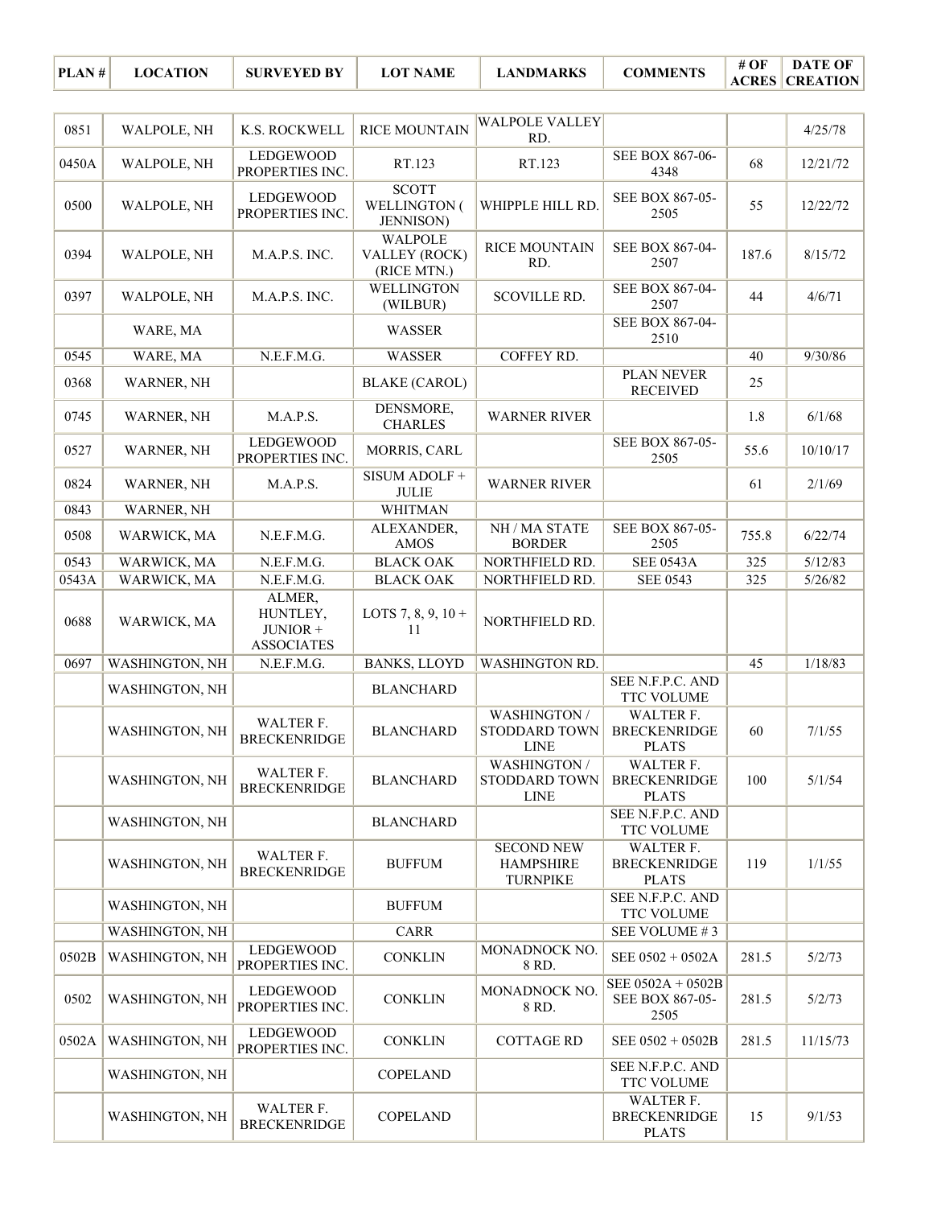| PLAN # | LOCATION | SURVEYED BY | LOT NAME | LANDMARKS | COMMENTS | # OF ACRES | DATE OF CREATION |
|---|---|---|---|---|---|---|---|
| 0851 | WALPOLE, NH | K.S. ROCKWELL | RICE MOUNTAIN | WALPOLE VALLEY RD. | | | 4/25/78 |
| 0450A | WALPOLE, NH | LEDGEWOOD PROPERTIES INC. | RT.123 | RT.123 | SEE BOX 867-06-4348 | 68 | 12/21/72 |
| 0500 | WALPOLE, NH | LEDGEWOOD PROPERTIES INC. | SCOTT WELLINGTON ( JENNISON) | WHIPPLE HILL RD. | SEE BOX 867-05-2505 | 55 | 12/22/72 |
| 0394 | WALPOLE, NH | M.A.P.S. INC. | WALPOLE VALLEY (ROCK) (RICE MTN.) | RICE MOUNTAIN RD. | SEE BOX 867-04-2507 | 187.6 | 8/15/72 |
| 0397 | WALPOLE, NH | M.A.P.S. INC. | WELLINGTON (WILBUR) | SCOVILLE RD. | SEE BOX 867-04-2507 | 44 | 4/6/71 |
| | WARE, MA | | WASSER | | SEE BOX 867-04-2510 | | |
| 0545 | WARE, MA | N.E.F.M.G. | WASSER | COFFEY RD. | | 40 | 9/30/86 |
| 0368 | WARNER, NH | | BLAKE (CAROL) | | PLAN NEVER RECEIVED | 25 | |
| 0745 | WARNER, NH | M.A.P.S. | DENSMORE, CHARLES | WARNER RIVER | | 1.8 | 6/1/68 |
| 0527 | WARNER, NH | LEDGEWOOD PROPERTIES INC. | MORRIS, CARL | | SEE BOX 867-05-2505 | 55.6 | 10/10/17 |
| 0824 | WARNER, NH | M.A.P.S. | SISUM ADOLF + JULIE | WARNER RIVER | | 61 | 2/1/69 |
| 0843 | WARNER, NH | | WHITMAN | | | | |
| 0508 | WARWICK, MA | N.E.F.M.G. | ALEXANDER, AMOS | NH / MA STATE BORDER | SEE BOX 867-05-2505 | 755.8 | 6/22/74 |
| 0543 | WARWICK, MA | N.E.F.M.G. | BLACK OAK | NORTHFIELD RD. | SEE 0543A | 325 | 5/12/83 |
| 0543A | WARWICK, MA | N.E.F.M.G. | BLACK OAK | NORTHFIELD RD. | SEE 0543 | 325 | 5/26/82 |
| 0688 | WARWICK, MA | ALMER, HUNTLEY, JUNIOR + ASSOCIATES | LOTS 7, 8, 9, 10 + 11 | NORTHFIELD RD. | | | |
| 0697 | WASHINGTON, NH | N.E.F.M.G. | BANKS, LLOYD | WASHINGTON RD. | | 45 | 1/18/83 |
| | WASHINGTON, NH | | BLANCHARD | | SEE N.F.P.C. AND TTC VOLUME | | |
| | WASHINGTON, NH | WALTER F. BRECKENRIDGE | BLANCHARD | WASHINGTON / STODDARD TOWN LINE | WALTER F. BRECKENRIDGE PLATS | 60 | 7/1/55 |
| | WASHINGTON, NH | WALTER F. BRECKENRIDGE | BLANCHARD | WASHINGTON / STODDARD TOWN LINE | WALTER F. BRECKENRIDGE PLATS | 100 | 5/1/54 |
| | WASHINGTON, NH | | BLANCHARD | | SEE N.F.P.C. AND TTC VOLUME | | |
| | WASHINGTON, NH | WALTER F. BRECKENRIDGE | BUFFUM | SECOND NEW HAMPSHIRE TURNPIKE | WALTER F. BRECKENRIDGE PLATS | 119 | 1/1/55 |
| | WASHINGTON, NH | | BUFFUM | | SEE N.F.P.C. AND TTC VOLUME | | |
| | WASHINGTON, NH | | CARR | | SEE VOLUME # 3 | | |
| 0502B | WASHINGTON, NH | LEDGEWOOD PROPERTIES INC. | CONKLIN | MONADNOCK NO. 8 RD. | SEE 0502 + 0502A | 281.5 | 5/2/73 |
| 0502 | WASHINGTON, NH | LEDGEWOOD PROPERTIES INC. | CONKLIN | MONADNOCK NO. 8 RD. | SEE 0502A + 0502B SEE BOX 867-05-2505 | 281.5 | 5/2/73 |
| 0502A | WASHINGTON, NH | LEDGEWOOD PROPERTIES INC. | CONKLIN | COTTAGE RD | SEE 0502 + 0502B | 281.5 | 11/15/73 |
| | WASHINGTON, NH | | COPELAND | | SEE N.F.P.C. AND TTC VOLUME | | |
| | WASHINGTON, NH | WALTER F. BRECKENRIDGE | COPELAND | | WALTER F. BRECKENRIDGE PLATS | 15 | 9/1/53 |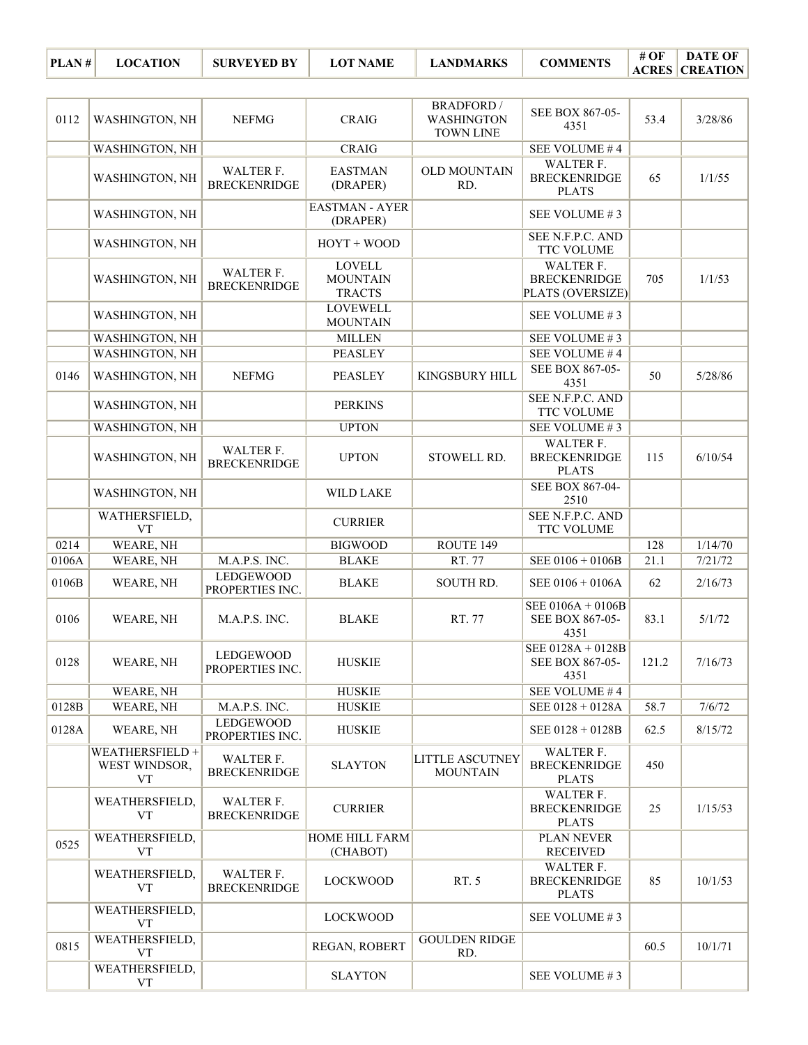| PLAN # | LOCATION | SURVEYED BY | LOT NAME | LANDMARKS | COMMENTS | # OF ACRES | DATE OF CREATION |
|---|---|---|---|---|---|---|---|
| 0112 | WASHINGTON, NH | NEFMG | CRAIG | BRADFORD / WASHINGTON TOWN LINE | SEE BOX 867-05-4351 | 53.4 | 3/28/86 |
| | WASHINGTON, NH | | CRAIG | | SEE VOLUME # 4 | | |
| | WASHINGTON, NH | WALTER F. BRECKENRIDGE | EASTMAN (DRAPER) | OLD MOUNTAIN RD. | WALTER F. BRECKENRIDGE PLATS | 65 | 1/1/55 |
| | WASHINGTON, NH | | EASTMAN - AYER (DRAPER) | | SEE VOLUME # 3 | | |
| | WASHINGTON, NH | | HOYT + WOOD | | SEE N.F.P.C. AND TTC VOLUME | | |
| | WASHINGTON, NH | WALTER F. BRECKENRIDGE | LOVELL MOUNTAIN TRACTS | | WALTER F. BRECKENRIDGE PLATS (OVERSIZE) | 705 | 1/1/53 |
| | WASHINGTON, NH | | LOVEWELL MOUNTAIN | | SEE VOLUME # 3 | | |
| | WASHINGTON, NH | | MILLEN | | SEE VOLUME # 3 | | |
| | WASHINGTON, NH | | PEASLEY | | SEE VOLUME # 4 | | |
| 0146 | WASHINGTON, NH | NEFMG | PEASLEY | KINGSBURY HILL | SEE BOX 867-05-4351 | 50 | 5/28/86 |
| | WASHINGTON, NH | | PERKINS | | SEE N.F.P.C. AND TTC VOLUME | | |
| | WASHINGTON, NH | | UPTON | | SEE VOLUME # 3 | | |
| | WASHINGTON, NH | WALTER F. BRECKENRIDGE | UPTON | STOWELL RD. | WALTER F. BRECKENRIDGE PLATS | 115 | 6/10/54 |
| | WASHINGTON, NH | | WILD LAKE | | SEE BOX 867-04-2510 | | |
| | WATHERSFIELD, VT | | CURRIER | | SEE N.F.P.C. AND TTC VOLUME | | |
| 0214 | WEARE, NH | | BIGWOOD | ROUTE 149 | | 128 | 1/14/70 |
| 0106A | WEARE, NH | M.A.P.S. INC. | BLAKE | RT. 77 | SEE 0106 + 0106B | 21.1 | 7/21/72 |
| 0106B | WEARE, NH | LEDGEWOOD PROPERTIES INC. | BLAKE | SOUTH RD. | SEE 0106 + 0106A | 62 | 2/16/73 |
| 0106 | WEARE, NH | M.A.P.S. INC. | BLAKE | RT. 77 | SEE 0106A + 0106B SEE BOX 867-05-4351 | 83.1 | 5/1/72 |
| 0128 | WEARE, NH | LEDGEWOOD PROPERTIES INC. | HUSKIE | | SEE 0128A + 0128B SEE BOX 867-05-4351 | 121.2 | 7/16/73 |
| | WEARE, NH | | HUSKIE | | SEE VOLUME # 4 | | |
| 0128B | WEARE, NH | M.A.P.S. INC. | HUSKIE | | SEE 0128 + 0128A | 58.7 | 7/6/72 |
| 0128A | WEARE, NH | LEDGEWOOD PROPERTIES INC. | HUSKIE | | SEE 0128 + 0128B | 62.5 | 8/15/72 |
| | WEATHERSFIELD + WEST WINDSOR, VT | WALTER F. BRECKENRIDGE | SLAYTON | LITTLE ASCUTNEY MOUNTAIN | WALTER F. BRECKENRIDGE PLATS | 450 | |
| | WEATHERSFIELD, VT | WALTER F. BRECKENRIDGE | CURRIER | | WALTER F. BRECKENRIDGE PLATS | 25 | 1/15/53 |
| 0525 | WEATHERSFIELD, VT | | HOME HILL FARM (CHABOT) | | PLAN NEVER RECEIVED | | |
| | WEATHERSFIELD, VT | WALTER F. BRECKENRIDGE | LOCKWOOD | RT. 5 | WALTER F. BRECKENRIDGE PLATS | 85 | 10/1/53 |
| | WEATHERSFIELD, VT | | LOCKWOOD | | SEE VOLUME # 3 | | |
| 0815 | WEATHERSFIELD, VT | | REGAN, ROBERT | GOULDEN RIDGE RD. | | 60.5 | 10/1/71 |
| | WEATHERSFIELD, VT | | SLAYTON | | SEE VOLUME # 3 | | |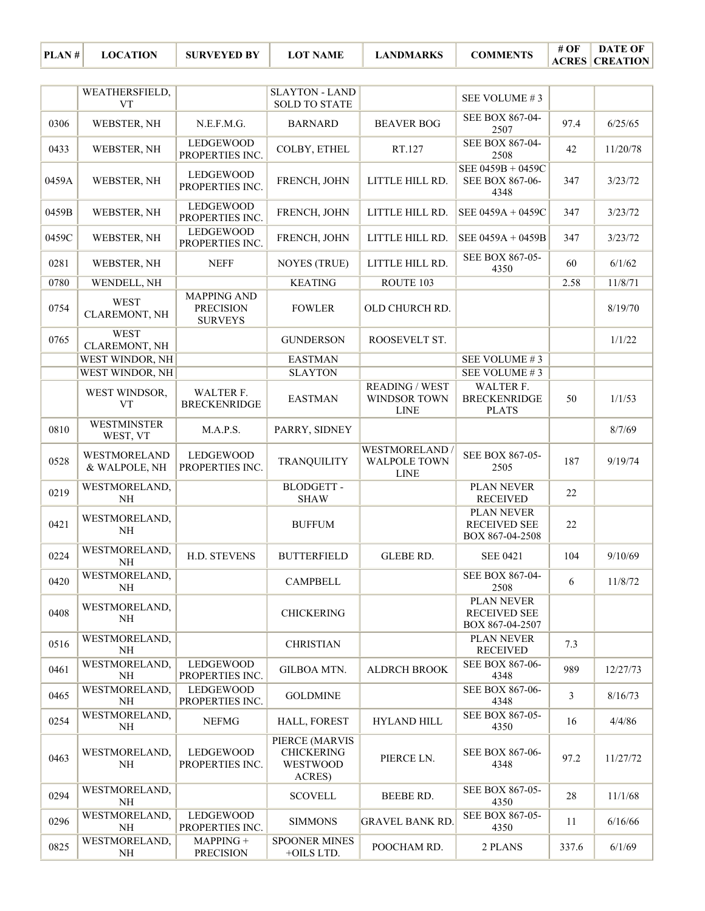| PLAN # | LOCATION | SURVEYED BY | LOT NAME | LANDMARKS | COMMENTS | # OF ACRES | DATE OF CREATION |
|---|---|---|---|---|---|---|---|
| | WEATHERSFIELD, VT | | SLAYTON - LAND SOLD TO STATE | | SEE VOLUME # 3 | | |
| 0306 | WEBSTER, NH | N.E.F.M.G. | BARNARD | BEAVER BOG | SEE BOX 867-04-2507 | 97.4 | 6/25/65 |
| 0433 | WEBSTER, NH | LEDGEWOOD PROPERTIES INC. | COLBY, ETHEL | RT.127 | SEE BOX 867-04-2508 | 42 | 11/20/78 |
| 0459A | WEBSTER, NH | LEDGEWOOD PROPERTIES INC. | FRENCH, JOHN | LITTLE HILL RD. | SEE 0459B + 0459C SEE BOX 867-06-4348 | 347 | 3/23/72 |
| 0459B | WEBSTER, NH | LEDGEWOOD PROPERTIES INC. | FRENCH, JOHN | LITTLE HILL RD. | SEE 0459A + 0459C | 347 | 3/23/72 |
| 0459C | WEBSTER, NH | LEDGEWOOD PROPERTIES INC. | FRENCH, JOHN | LITTLE HILL RD. | SEE 0459A + 0459B | 347 | 3/23/72 |
| 0281 | WEBSTER, NH | NEFF | NOYES (TRUE) | LITTLE HILL RD. | SEE BOX 867-05-4350 | 60 | 6/1/62 |
| 0780 | WENDELL, NH | | KEATING | ROUTE 103 | | 2.58 | 11/8/71 |
| 0754 | WEST CLAREMONT, NH | MAPPING AND PRECISION SURVEYS | FOWLER | OLD CHURCH RD. | | | 8/19/70 |
| 0765 | WEST CLAREMONT, NH | | GUNDERSON | ROOSEVELT ST. | | | 1/1/22 |
| | WEST WINDOR, NH | | EASTMAN | | SEE VOLUME # 3 | | |
| | WEST WINDOR, NH | | SLAYTON | | SEE VOLUME # 3 | | |
| | WEST WINDSOR, VT | WALTER F. BRECKENRIDGE | EASTMAN | READING / WEST WINDSOR TOWN LINE | WALTER F. BRECKENRIDGE PLATS | 50 | 1/1/53 |
| 0810 | WESTMINSTER WEST, VT | M.A.P.S. | PARRY, SIDNEY | | | | 8/7/69 |
| 0528 | WESTMORELAND & WALPOLE, NH | LEDGEWOOD PROPERTIES INC. | TRANQUILITY | WESTMORELAND / WALPOLE TOWN LINE | SEE BOX 867-05-2505 | 187 | 9/19/74 |
| 0219 | WESTMORELAND, NH | | BLODGETT - SHAW | | PLAN NEVER RECEIVED | 22 | |
| 0421 | WESTMORELAND, NH | | BUFFUM | | PLAN NEVER RECEIVED SEE BOX 867-04-2508 | 22 | |
| 0224 | WESTMORELAND, NH | H.D. STEVENS | BUTTERFIELD | GLEBE RD. | SEE 0421 | 104 | 9/10/69 |
| 0420 | WESTMORELAND, NH | | CAMPBELL | | SEE BOX 867-04-2508 | 6 | 11/8/72 |
| 0408 | WESTMORELAND, NH | | CHICKERING | | PLAN NEVER RECEIVED SEE BOX 867-04-2507 | | |
| 0516 | WESTMORELAND, NH | | CHRISTIAN | | PLAN NEVER RECEIVED | 7.3 | |
| 0461 | WESTMORELAND, NH | LEDGEWOOD PROPERTIES INC. | GILBOA MTN. | ALDRCH BROOK | SEE BOX 867-06-4348 | 989 | 12/27/73 |
| 0465 | WESTMORELAND, NH | LEDGEWOOD PROPERTIES INC. | GOLDMINE | | SEE BOX 867-06-4348 | 3 | 8/16/73 |
| 0254 | WESTMORELAND, NH | NEFMG | HALL, FOREST | HYLAND HILL | SEE BOX 867-05-4350 | 16 | 4/4/86 |
| 0463 | WESTMORELAND, NH | LEDGEWOOD PROPERTIES INC. | PIERCE (MARVIS CHICKERING WESTWOOD ACRES) | PIERCE LN. | SEE BOX 867-06-4348 | 97.2 | 11/27/72 |
| 0294 | WESTMORELAND, NH | | SCOVELL | BEEBE RD. | SEE BOX 867-05-4350 | 28 | 11/1/68 |
| 0296 | WESTMORELAND, NH | LEDGEWOOD PROPERTIES INC. | SIMMONS | GRAVEL BANK RD. | SEE BOX 867-05-4350 | 11 | 6/16/66 |
| 0825 | WESTMORELAND, NH | MAPPING + PRECISION | SPOONER MINES +OILS LTD. | POOCHAM RD. | 2 PLANS | 337.6 | 6/1/69 |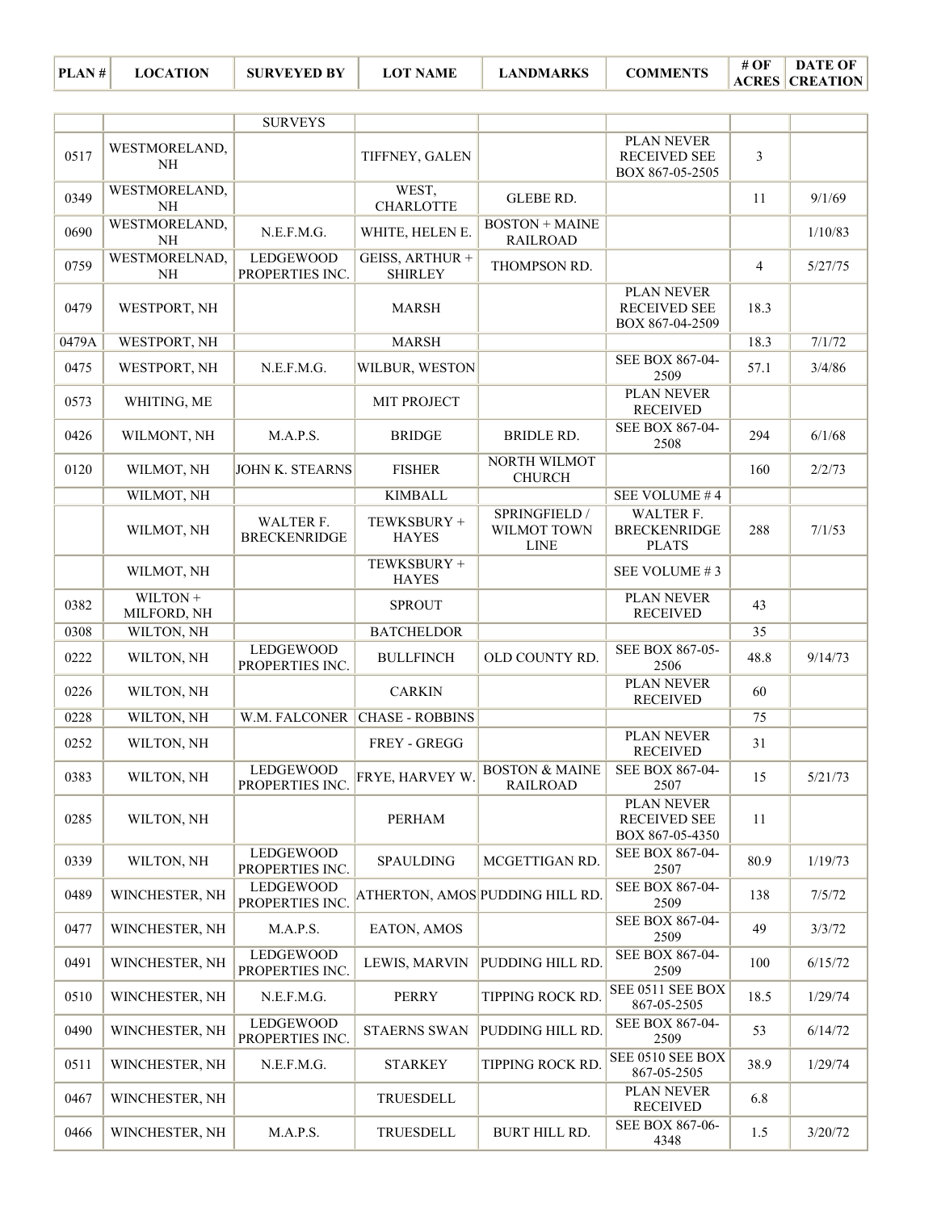| PLAN # | LOCATION | SURVEYED BY | LOT NAME | LANDMARKS | COMMENTS | # OF ACRES | DATE OF CREATION |
|---|---|---|---|---|---|---|---|
| | | SURVEYS | | | | | |
| 0517 | WESTMORELAND, NH | | TIFFNEY, GALEN | | PLAN NEVER RECEIVED SEE BOX 867-05-2505 | 3 | |
| 0349 | WESTMORELAND, NH | | WEST, CHARLOTTE | GLEBE RD. | | 11 | 9/1/69 |
| 0690 | WESTMORELAND, NH | N.E.F.M.G. | WHITE, HELEN E. | BOSTON + MAINE RAILROAD | | | 1/10/83 |
| 0759 | WESTMORELNAD, NH | LEDGEWOOD PROPERTIES INC. | GEISS, ARTHUR + SHIRLEY | THOMPSON RD. | | 4 | 5/27/75 |
| 0479 | WESTPORT, NH | | MARSH | | PLAN NEVER RECEIVED SEE BOX 867-04-2509 | 18.3 | |
| 0479A | WESTPORT, NH | | MARSH | | | 18.3 | 7/1/72 |
| 0475 | WESTPORT, NH | N.E.F.M.G. | WILBUR, WESTON | | SEE BOX 867-04-2509 | 57.1 | 3/4/86 |
| 0573 | WHITING, ME | | MIT PROJECT | | PLAN NEVER RECEIVED | | |
| 0426 | WILMONT, NH | M.A.P.S. | BRIDGE | BRIDLE RD. | SEE BOX 867-04-2508 | 294 | 6/1/68 |
| 0120 | WILMOT, NH | JOHN K. STEARNS | FISHER | NORTH WILMOT CHURCH | | 160 | 2/2/73 |
| | WILMOT, NH | | KIMBALL | | SEE VOLUME # 4 | | |
| | WILMOT, NH | WALTER F. BRECKENRIDGE | TEWKSBURY + HAYES | SPRINGFIELD / WILMOT TOWN LINE | WALTER F. BRECKENRIDGE PLATS | 288 | 7/1/53 |
| | WILMOT, NH | | TEWKSBURY + HAYES | | SEE VOLUME # 3 | | |
| 0382 | WILTON + MILFORD, NH | | SPROUT | | PLAN NEVER RECEIVED | 43 | |
| 0308 | WILTON, NH | | BATCHELDOR | | | 35 | |
| 0222 | WILTON, NH | LEDGEWOOD PROPERTIES INC. | BULLFINCH | OLD COUNTY RD. | SEE BOX 867-05-2506 | 48.8 | 9/14/73 |
| 0226 | WILTON, NH | | CARKIN | | PLAN NEVER RECEIVED | 60 | |
| 0228 | WILTON, NH | W.M. FALCONER | CHASE - ROBBINS | | | 75 | |
| 0252 | WILTON, NH | | FREY - GREGG | | PLAN NEVER RECEIVED | 31 | |
| 0383 | WILTON, NH | LEDGEWOOD PROPERTIES INC. | FRYE, HARVEY W. | BOSTON & MAINE RAILROAD | SEE BOX 867-04-2507 | 15 | 5/21/73 |
| 0285 | WILTON, NH | | PERHAM | | PLAN NEVER RECEIVED SEE BOX 867-05-4350 | 11 | |
| 0339 | WILTON, NH | LEDGEWOOD PROPERTIES INC. | SPAULDING | MCGETTIGAN RD. | SEE BOX 867-04-2507 | 80.9 | 1/19/73 |
| 0489 | WINCHESTER, NH | LEDGEWOOD PROPERTIES INC. | ATHERTON, AMOS | PUDDING HILL RD. | SEE BOX 867-04-2509 | 138 | 7/5/72 |
| 0477 | WINCHESTER, NH | M.A.P.S. | EATON, AMOS | | SEE BOX 867-04-2509 | 49 | 3/3/72 |
| 0491 | WINCHESTER, NH | LEDGEWOOD PROPERTIES INC. | LEWIS, MARVIN | PUDDING HILL RD. | SEE BOX 867-04-2509 | 100 | 6/15/72 |
| 0510 | WINCHESTER, NH | N.E.F.M.G. | PERRY | TIPPING ROCK RD. | SEE 0511 SEE BOX 867-05-2505 | 18.5 | 1/29/74 |
| 0490 | WINCHESTER, NH | LEDGEWOOD PROPERTIES INC. | STAERNS SWAN | PUDDING HILL RD. | SEE BOX 867-04-2509 | 53 | 6/14/72 |
| 0511 | WINCHESTER, NH | N.E.F.M.G. | STARKEY | TIPPING ROCK RD. | SEE 0510 SEE BOX 867-05-2505 | 38.9 | 1/29/74 |
| 0467 | WINCHESTER, NH | | TRUESDELL | | PLAN NEVER RECEIVED | 6.8 | |
| 0466 | WINCHESTER, NH | M.A.P.S. | TRUESDELL | BURT HILL RD. | SEE BOX 867-06-4348 | 1.5 | 3/20/72 |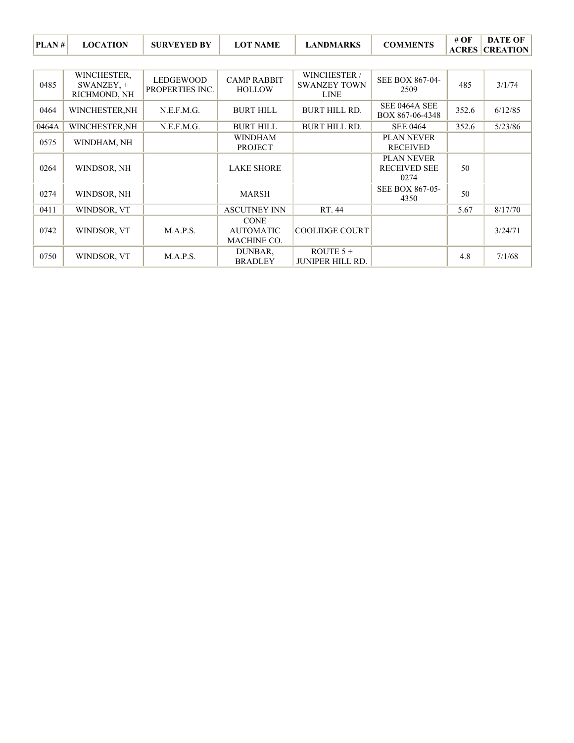| PLAN # | LOCATION | SURVEYED BY | LOT NAME | LANDMARKS | COMMENTS | # OF ACRES | DATE OF CREATION |
|---|---|---|---|---|---|---|---|
| 0485 | WINCHESTER, SWANZEY, + RICHMOND, NH | LEDGEWOOD PROPERTIES INC. | CAMP RABBIT HOLLOW | WINCHESTER / SWANZEY TOWN LINE | SEE BOX 867-04-2509 | 485 | 3/1/74 |
| 0464 | WINCHESTER,NH | N.E.F.M.G. | BURT HILL | BURT HILL RD. | SEE 0464A SEE BOX 867-06-4348 | 352.6 | 6/12/85 |
| 0464A | WINCHESTER,NH | N.E.F.M.G. | BURT HILL | BURT HILL RD. | SEE 0464 | 352.6 | 5/23/86 |
| 0575 | WINDHAM, NH | | WINDHAM PROJECT | | PLAN NEVER RECEIVED | | |
| 0264 | WINDSOR, NH | | LAKE SHORE | | PLAN NEVER RECEIVED SEE 0274 | 50 | |
| 0274 | WINDSOR, NH | | MARSH | | SEE BOX 867-05-4350 | 50 | |
| 0411 | WINDSOR, VT | | ASCUTNEY INN | RT. 44 | | 5.67 | 8/17/70 |
| 0742 | WINDSOR, VT | M.A.P.S. | CONE AUTOMATIC MACHINE CO. | COOLIDGE COURT | | | 3/24/71 |
| 0750 | WINDSOR, VT | M.A.P.S. | DUNBAR, BRADLEY | ROUTE 5 + JUNIPER HILL RD. | | 4.8 | 7/1/68 |